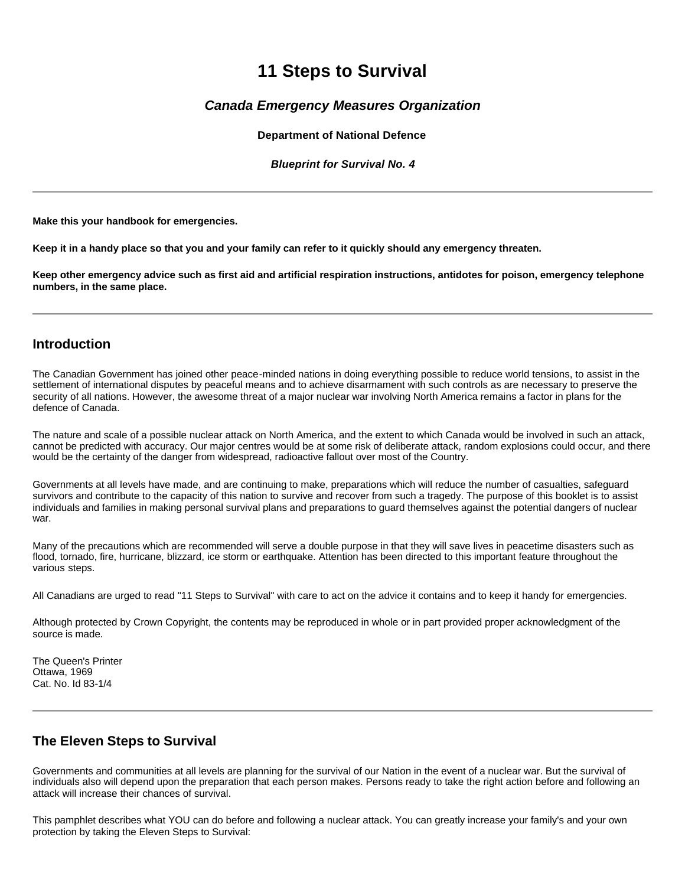# 11 Steps to Survival

### *Canada Emergency Measures Organization*

**Department of National Defence**

***Blueprint for Survival No. 4***

---

**Make this your handbook for emergencies.**

**Keep it in a handy place so that you and your family can refer to it quickly should any emergency threaten.**

**Keep other emergency advice such as first aid and artificial respiration instructions, antidotes for poison, emergency telephone numbers, in the same place.**

---

## Introduction

The Canadian Government has joined other peace-minded nations in doing everything possible to reduce world tensions, to assist in the settlement of international disputes by peaceful means and to achieve disarmament with such controls as are necessary to preserve the security of all nations. However, the awesome threat of a major nuclear war involving North America remains a factor in plans for the defence of Canada.

The nature and scale of a possible nuclear attack on North America, and the extent to which Canada would be involved in such an attack, cannot be predicted with accuracy. Our major centres would be at some risk of deliberate attack, random explosions could occur, and there would be the certainty of the danger from widespread, radioactive fallout over most of the Country.

Governments at all levels have made, and are continuing to make, preparations which will reduce the number of casualties, safeguard survivors and contribute to the capacity of this nation to survive and recover from such a tragedy. The purpose of this booklet is to assist individuals and families in making personal survival plans and preparations to guard themselves against the potential dangers of nuclear war.

Many of the precautions which are recommended will serve a double purpose in that they will save lives in peacetime disasters such as flood, tornado, fire, hurricane, blizzard, ice storm or earthquake. Attention has been directed to this important feature throughout the various steps.

All Canadians are urged to read "11 Steps to Survival" with care to act on the advice it contains and to keep it handy for emergencies.

Although protected by Crown Copyright, the contents may be reproduced in whole or in part provided proper acknowledgment of the source is made.

The Queen's Printer
Ottawa, 1969
Cat. No. Id 83-1/4

---

## The Eleven Steps to Survival

Governments and communities at all levels are planning for the survival of our Nation in the event of a nuclear war. But the survival of individuals also will depend upon the preparation that each person makes. Persons ready to take the right action before and following an attack will increase their chances of survival.

This pamphlet describes what YOU can do before and following a nuclear attack. You can greatly increase your family's and your own protection by taking the Eleven Steps to Survival: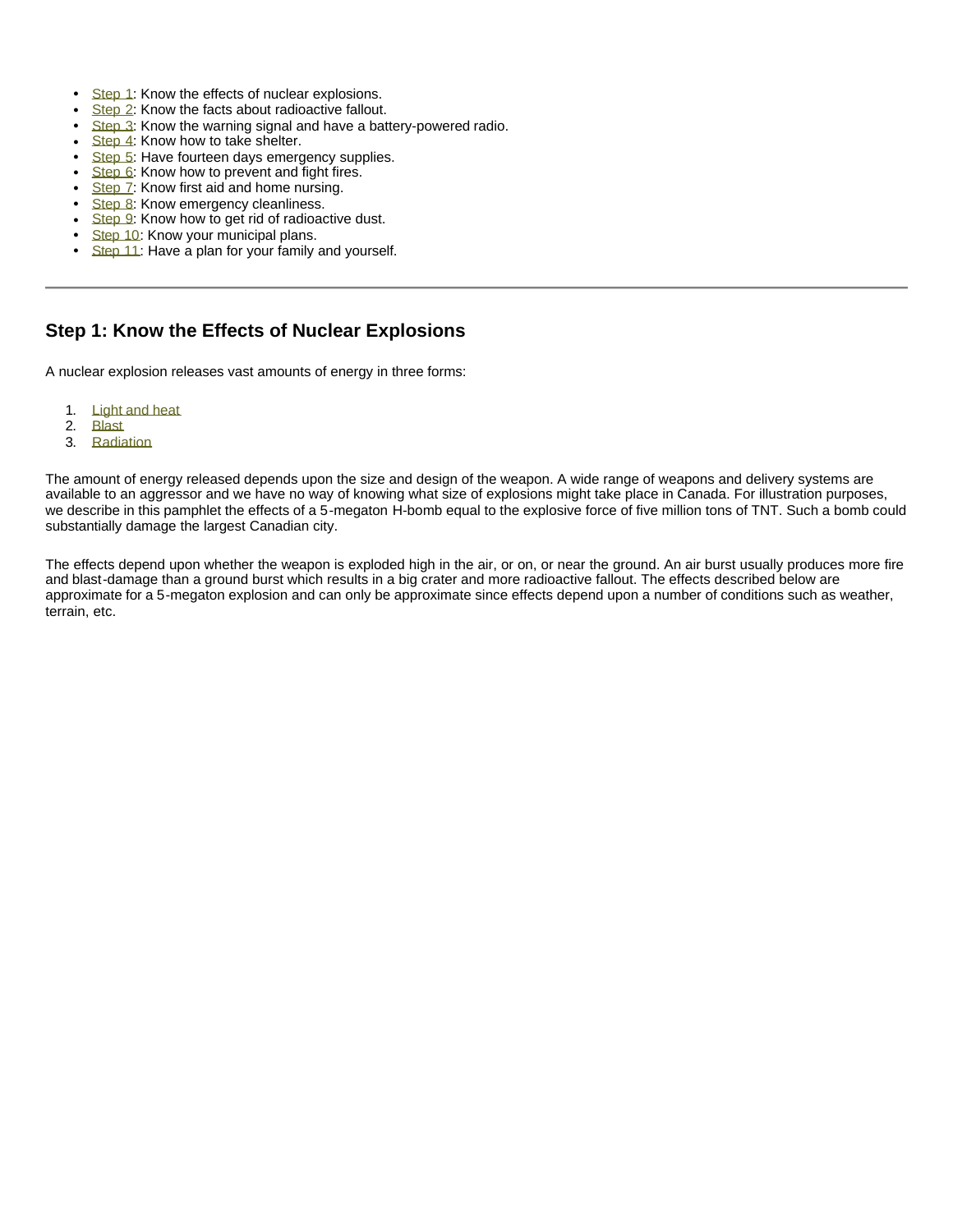- Step 1: Know the effects of nuclear explosions.
- Step 2: Know the facts about radioactive fallout.
- Step 3: Know the warning signal and have a battery-powered radio.
- Step 4: Know how to take shelter.
- Step 5: Have fourteen days emergency supplies.
- Step 6: Know how to prevent and fight fires.
- Step 7: Know first aid and home nursing.
- Step 8: Know emergency cleanliness.
- Step 9: Know how to get rid of radioactive dust.
- Step 10: Know your municipal plans.
- Step 11: Have a plan for your family and yourself.

---

## Step 1: Know the Effects of Nuclear Explosions

A nuclear explosion releases vast amounts of energy in three forms:

1. Light and heat
2. Blast
3. Radiation

The amount of energy released depends upon the size and design of the weapon. A wide range of weapons and delivery systems are available to an aggressor and we have no way of knowing what size of explosions might take place in Canada. For illustration purposes, we describe in this pamphlet the effects of a 5-megaton H-bomb equal to the explosive force of five million tons of TNT. Such a bomb could substantially damage the largest Canadian city.

The effects depend upon whether the weapon is exploded high in the air, or on, or near the ground. An air burst usually produces more fire and blast-damage than a ground burst which results in a big crater and more radioactive fallout. The effects described below are approximate for a 5-megaton explosion and can only be approximate since effects depend upon a number of conditions such as weather, terrain, etc.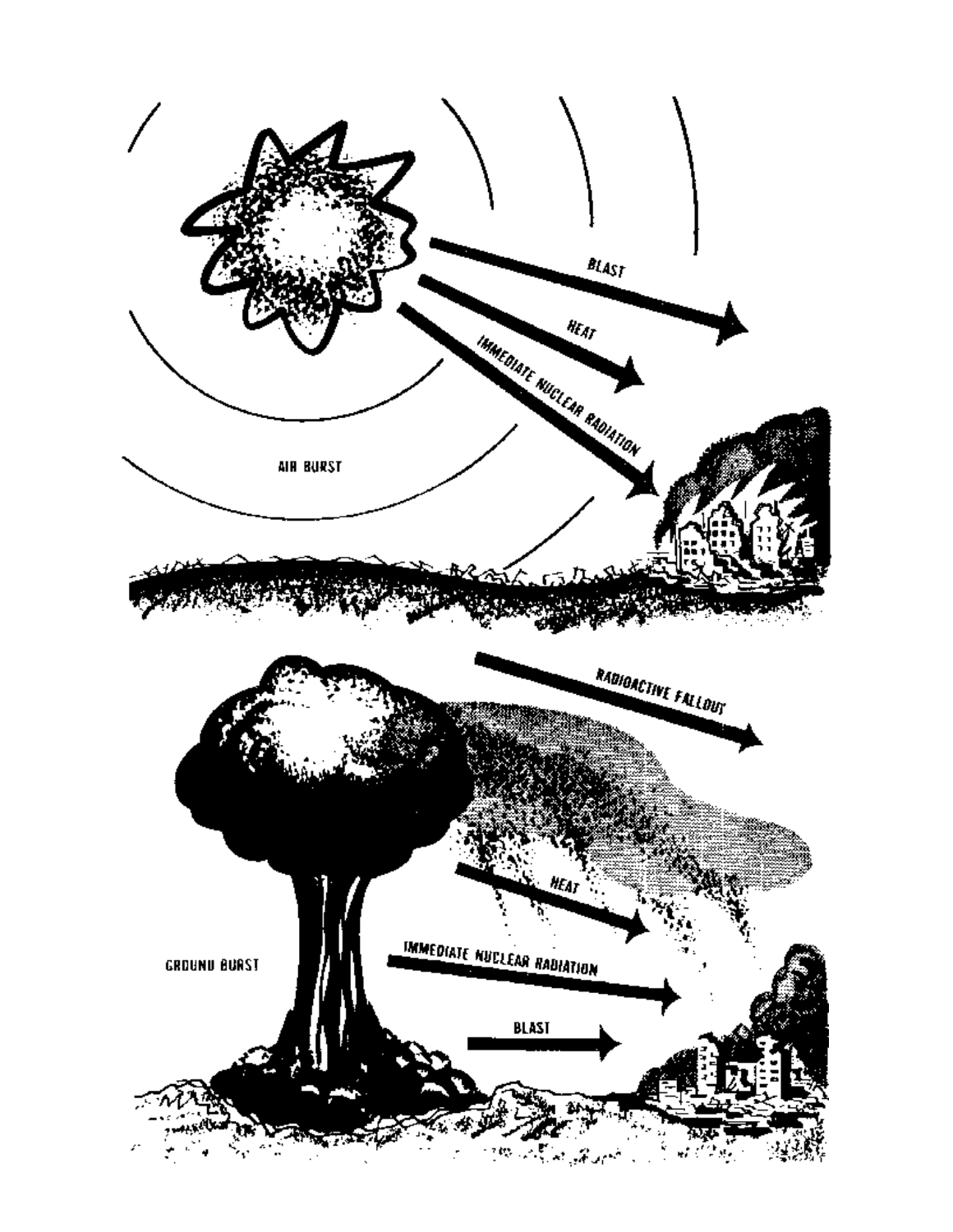AIR BURST

BLAST

HEAT

IMMEDIATE NUCLEAR RADIATION

GROUND BURST

RADIOACTIVE FALLOUT

HEAT

IMMEDIATE NUCLEAR RADIATION

BLAST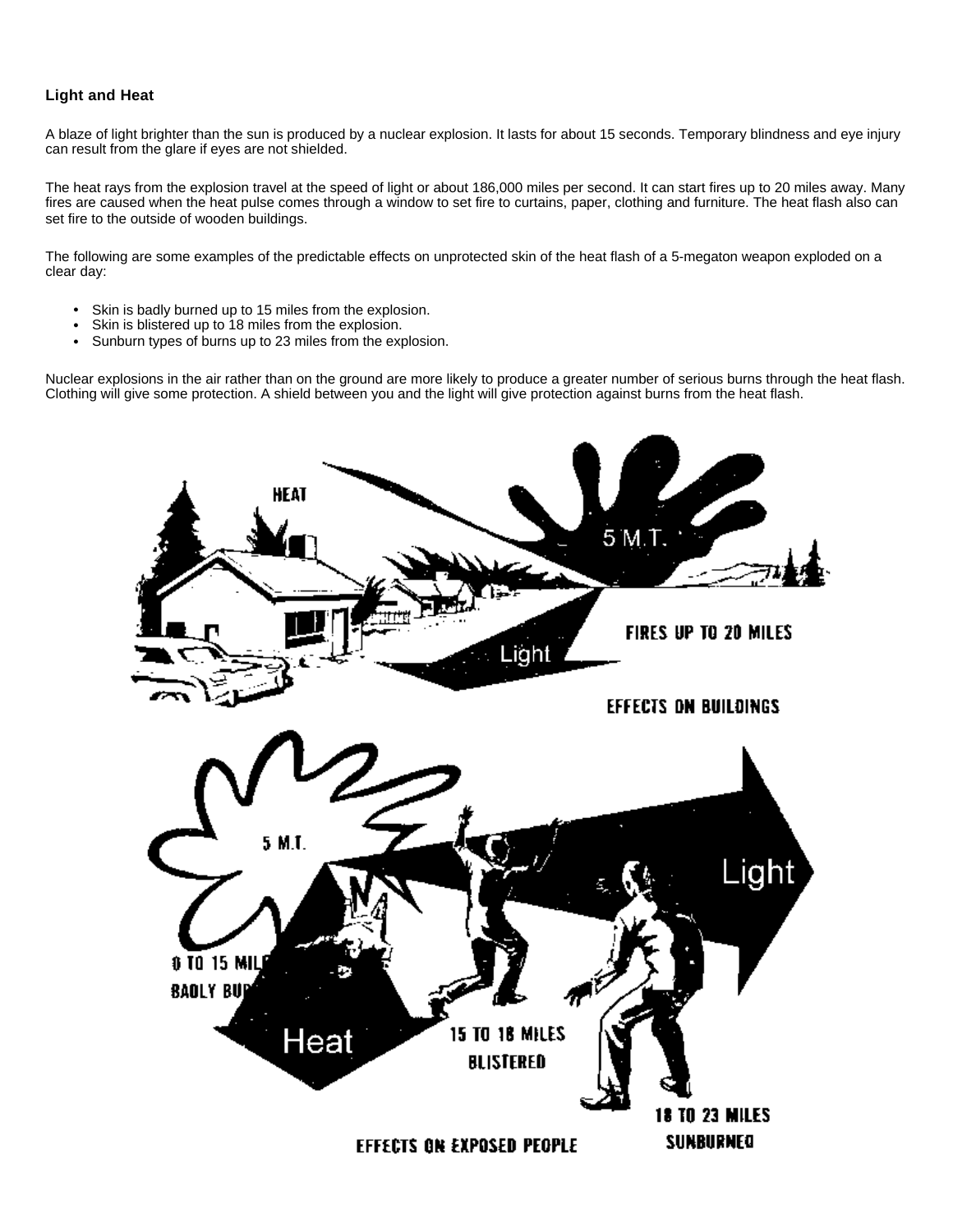**Light and Heat**

A blaze of light brighter than the sun is produced by a nuclear explosion. It lasts for about 15 seconds. Temporary blindness and eye injury can result from the glare if eyes are not shielded.

The heat rays from the explosion travel at the speed of light or about 186,000 miles per second. It can start fires up to 20 miles away. Many fires are caused when the heat pulse comes through a window to set fire to curtains, paper, clothing and furniture. The heat flash also can set fire to the outside of wooden buildings.

The following are some examples of the predictable effects on unprotected skin of the heat flash of a 5-megaton weapon exploded on a clear day:

- Skin is badly burned up to 15 miles from the explosion.
- Skin is blistered up to 18 miles from the explosion.
- Sunburn types of burns up to 23 miles from the explosion.

Nuclear explosions in the air rather than on the ground are more likely to produce a greater number of serious burns through the heat flash. Clothing will give some protection. A shield between you and the light will give protection against burns from the heat flash.

EFFECTS ON BUILDINGS

EFFECTS ON EXPOSED PEOPLE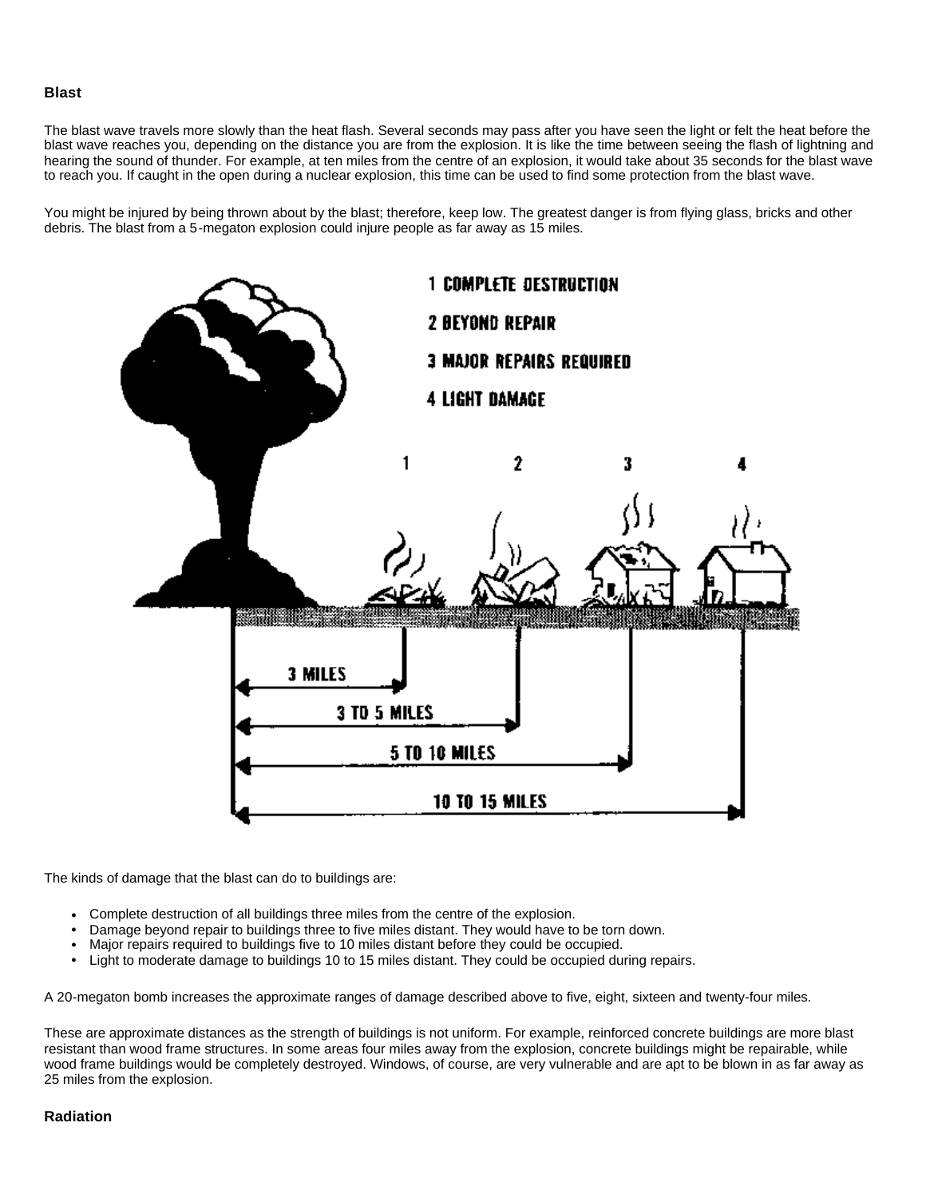### Blast

The blast wave travels more slowly than the heat flash. Several seconds may pass after you have seen the light or felt the heat before the blast wave reaches you, depending on the distance you are from the explosion. It is like the time between seeing the flash of lightning and hearing the sound of thunder. For example, at ten miles from the centre of an explosion, it would take about 35 seconds for the blast wave to reach you. If caught in the open during a nuclear explosion, this time can be used to find some protection from the blast wave.

You might be injured by being thrown about by the blast; therefore, keep low. The greatest danger is from flying glass, bricks and other debris. The blast from a 5-megaton explosion could injure people as far away as 15 miles.

1 COMPLETE DESTRUCTION
2 BEYOND REPAIR
3 MAJOR REPAIRS REQUIRED
4 LIGHT DAMAGE

3 MILES
3 TO 5 MILES
5 TO 10 MILES
10 TO 15 MILES

The kinds of damage that the blast can do to buildings are:

- Complete destruction of all buildings three miles from the centre of the explosion.
- Damage beyond repair to buildings three to five miles distant. They would have to be torn down.
- Major repairs required to buildings five to 10 miles distant before they could be occupied.
- Light to moderate damage to buildings 10 to 15 miles distant. They could be occupied during repairs.

A 20-megaton bomb increases the approximate ranges of damage described above to five, eight, sixteen and twenty-four miles.

These are approximate distances as the strength of buildings is not uniform. For example, reinforced concrete buildings are more blast resistant than wood frame structures. In some areas four miles away from the explosion, concrete buildings might be repairable, while wood frame buildings would be completely destroyed. Windows, of course, are very vulnerable and are apt to be blown in as far away as 25 miles from the explosion.

### Radiation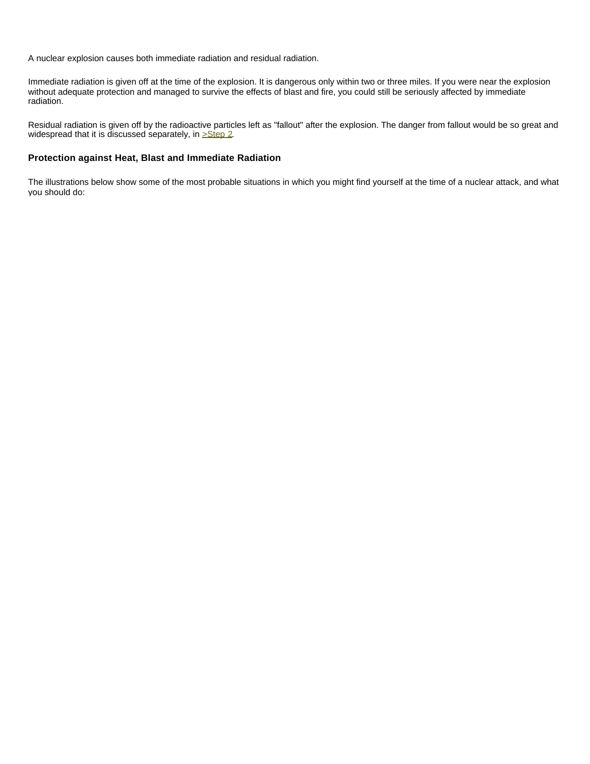A nuclear explosion causes both immediate radiation and residual radiation.

Immediate radiation is given off at the time of the explosion. It is dangerous only within two or three miles. If you were near the explosion without adequate protection and managed to survive the effects of blast and fire, you could still be seriously affected by immediate radiation.

Residual radiation is given off by the radioactive particles left as "fallout" after the explosion. The danger from fallout would be so great and widespread that it is discussed separately, in >Step 2.

### Protection against Heat, Blast and Immediate Radiation

The illustrations below show some of the most probable situations in which you might find yourself at the time of a nuclear attack, and what you should do: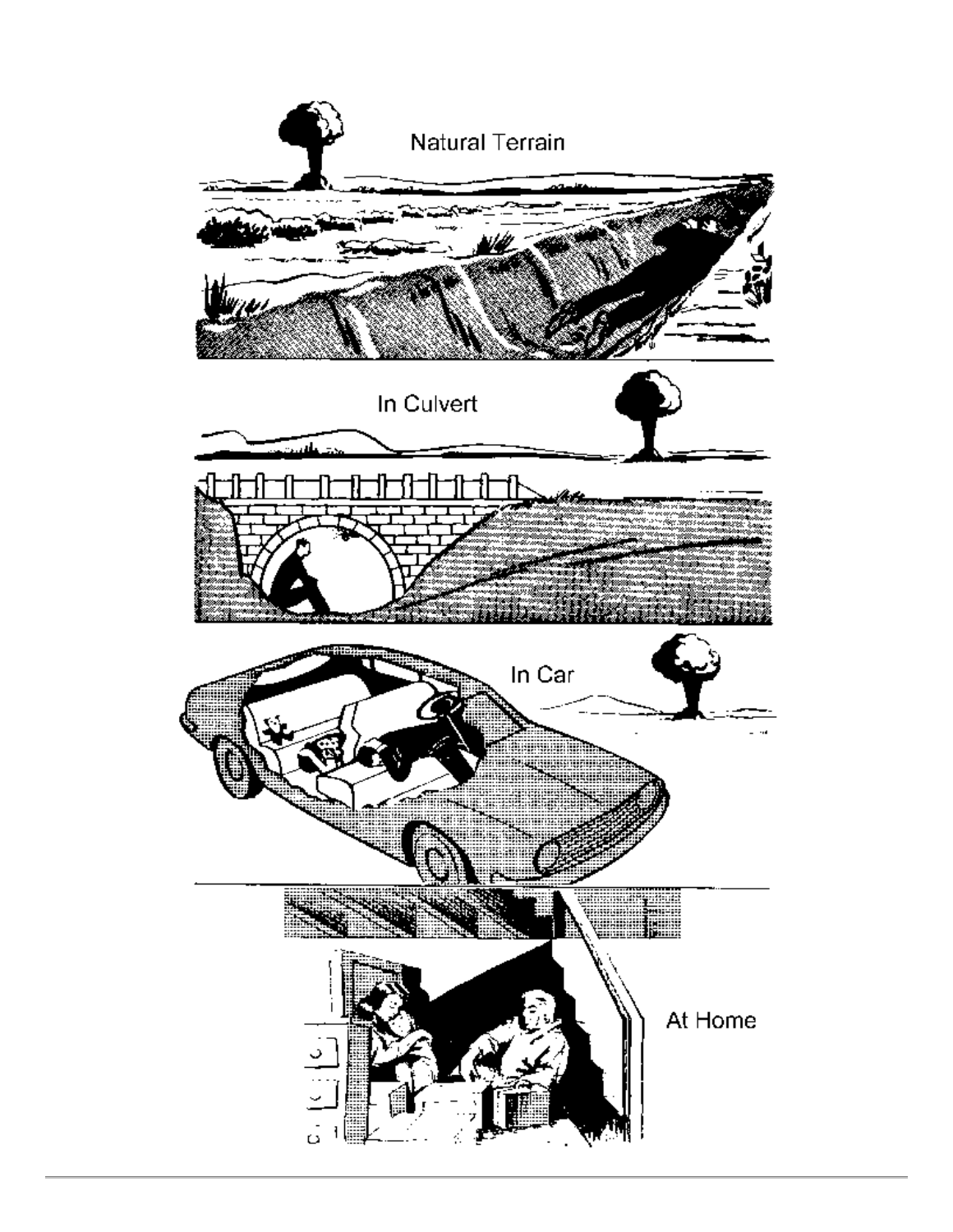Natural Terrain

In Culvert

In Car

At Home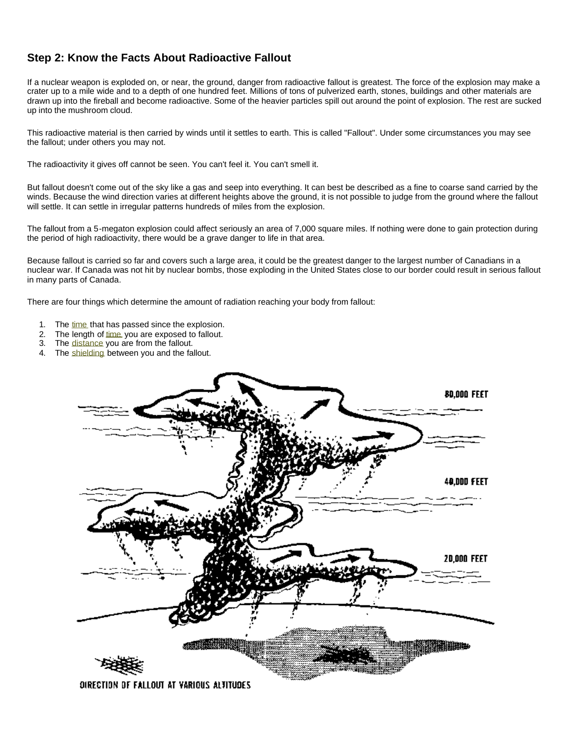## Step 2: Know the Facts About Radioactive Fallout

If a nuclear weapon is exploded on, or near, the ground, danger from radioactive fallout is greatest. The force of the explosion may make a crater up to a mile wide and to a depth of one hundred feet. Millions of tons of pulverized earth, stones, buildings and other materials are drawn up into the fireball and become radioactive. Some of the heavier particles spill out around the point of explosion. The rest are sucked up into the mushroom cloud.

This radioactive material is then carried by winds until it settles to earth. This is called "Fallout". Under some circumstances you may see the fallout; under others you may not.

The radioactivity it gives off cannot be seen. You can't feel it. You can't smell it.

But fallout doesn't come out of the sky like a gas and seep into everything. It can best be described as a fine to coarse sand carried by the winds. Because the wind direction varies at different heights above the ground, it is not possible to judge from the ground where the fallout will settle. It can settle in irregular patterns hundreds of miles from the explosion.

The fallout from a 5-megaton explosion could affect seriously an area of 7,000 square miles. If nothing were done to gain protection during the period of high radioactivity, there would be a grave danger to life in that area.

Because fallout is carried so far and covers such a large area, it could be the greatest danger to the largest number of Canadians in a nuclear war. If Canada was not hit by nuclear bombs, those exploding in the United States close to our border could result in serious fallout in many parts of Canada.

There are four things which determine the amount of radiation reaching your body from fallout:

1. The time that has passed since the explosion.
2. The length of time you are exposed to fallout.
3. The distance you are from the fallout.
4. The shielding between you and the fallout.

80,000 FEET

40,000 FEET

20,000 FEET

DIRECTION OF FALLOUT AT VARIOUS ALTITUDES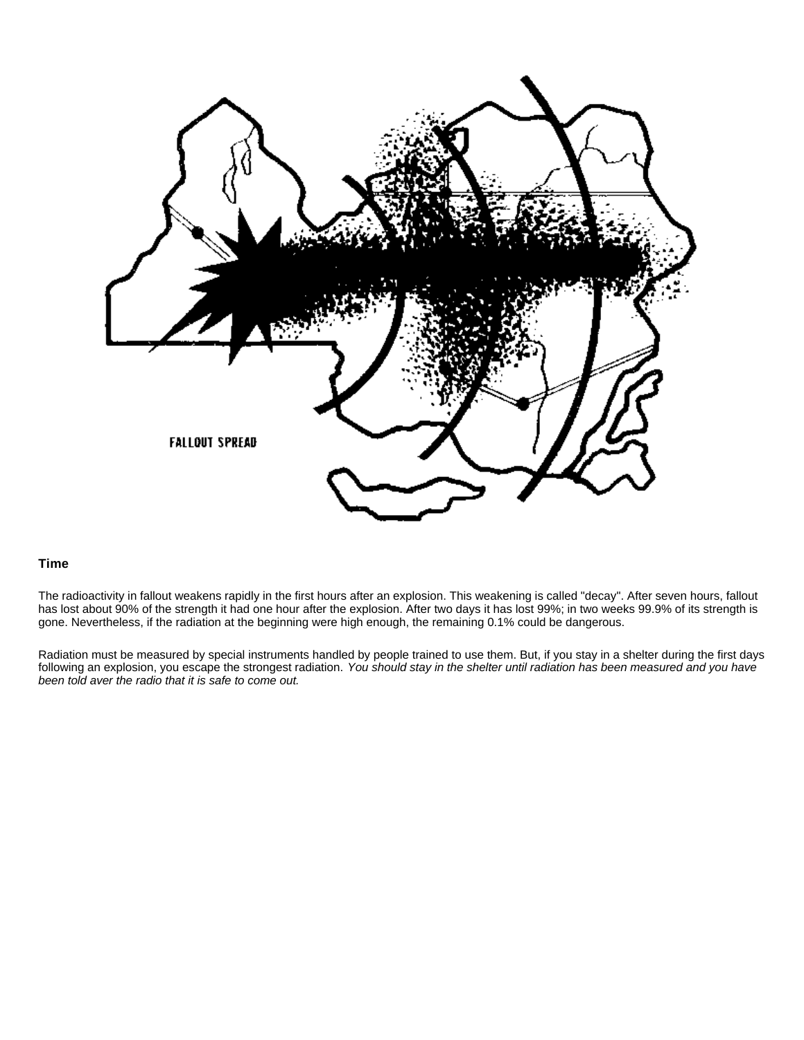FALLOUT SPREAD

## Time

The radioactivity in fallout weakens rapidly in the first hours after an explosion. This weakening is called "decay". After seven hours, fallout has lost about 90% of the strength it had one hour after the explosion. After two days it has lost 99%; in two weeks 99.9% of its strength is gone. Nevertheless, if the radiation at the beginning were high enough, the remaining 0.1% could be dangerous.

Radiation must be measured by special instruments handled by people trained to use them. But, if you stay in a shelter during the first days following an explosion, you escape the strongest radiation. *You should stay in the shelter until radiation has been measured and you have been told aver the radio that it is safe to come out.*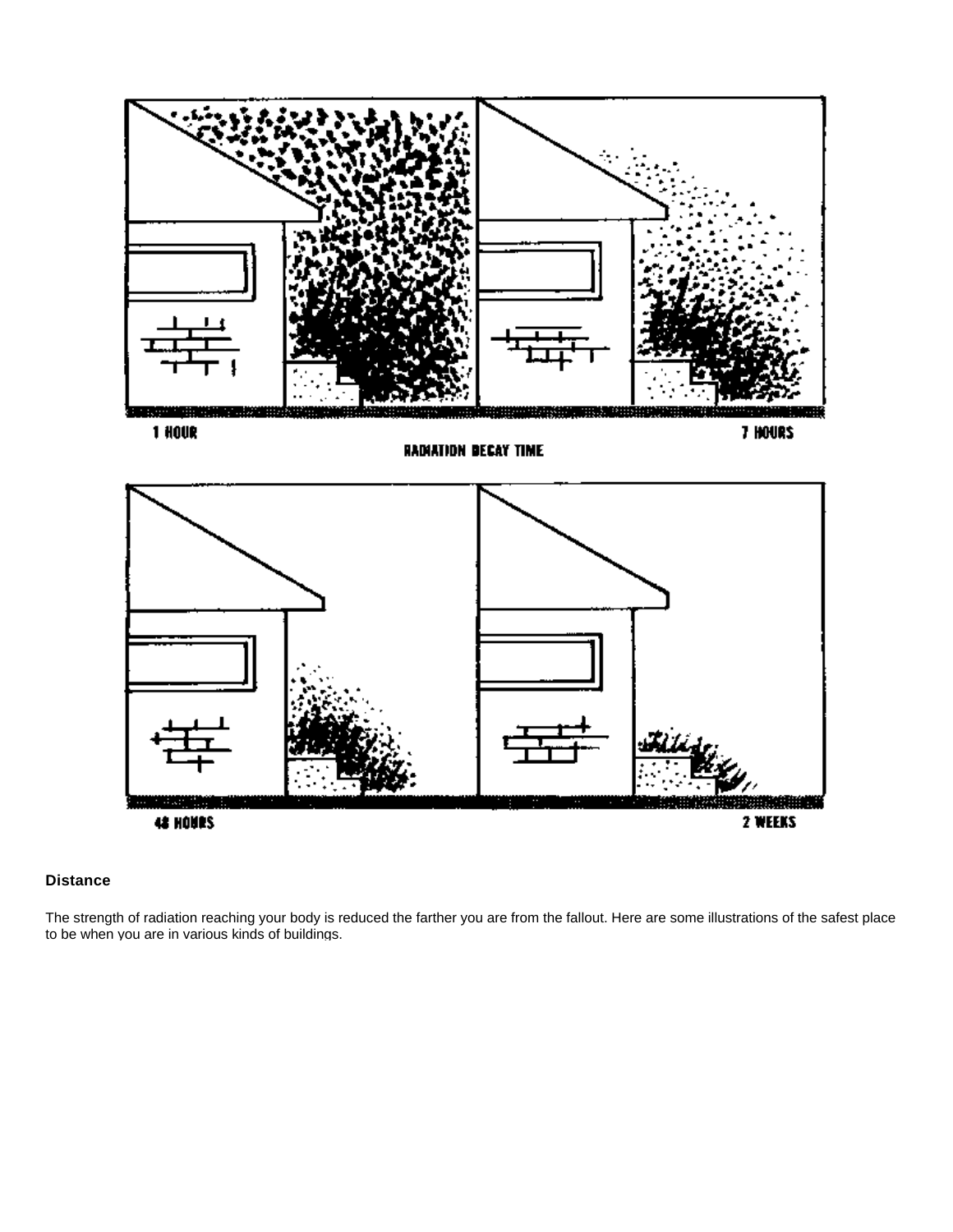1 HOUR

RADIATION DECAY TIME

7 HOURS

48 HOURS

2 WEEKS

**Distance**

The strength of radiation reaching your body is reduced the farther you are from the fallout. Here are some illustrations of the safest place to be when you are in various kinds of buildings.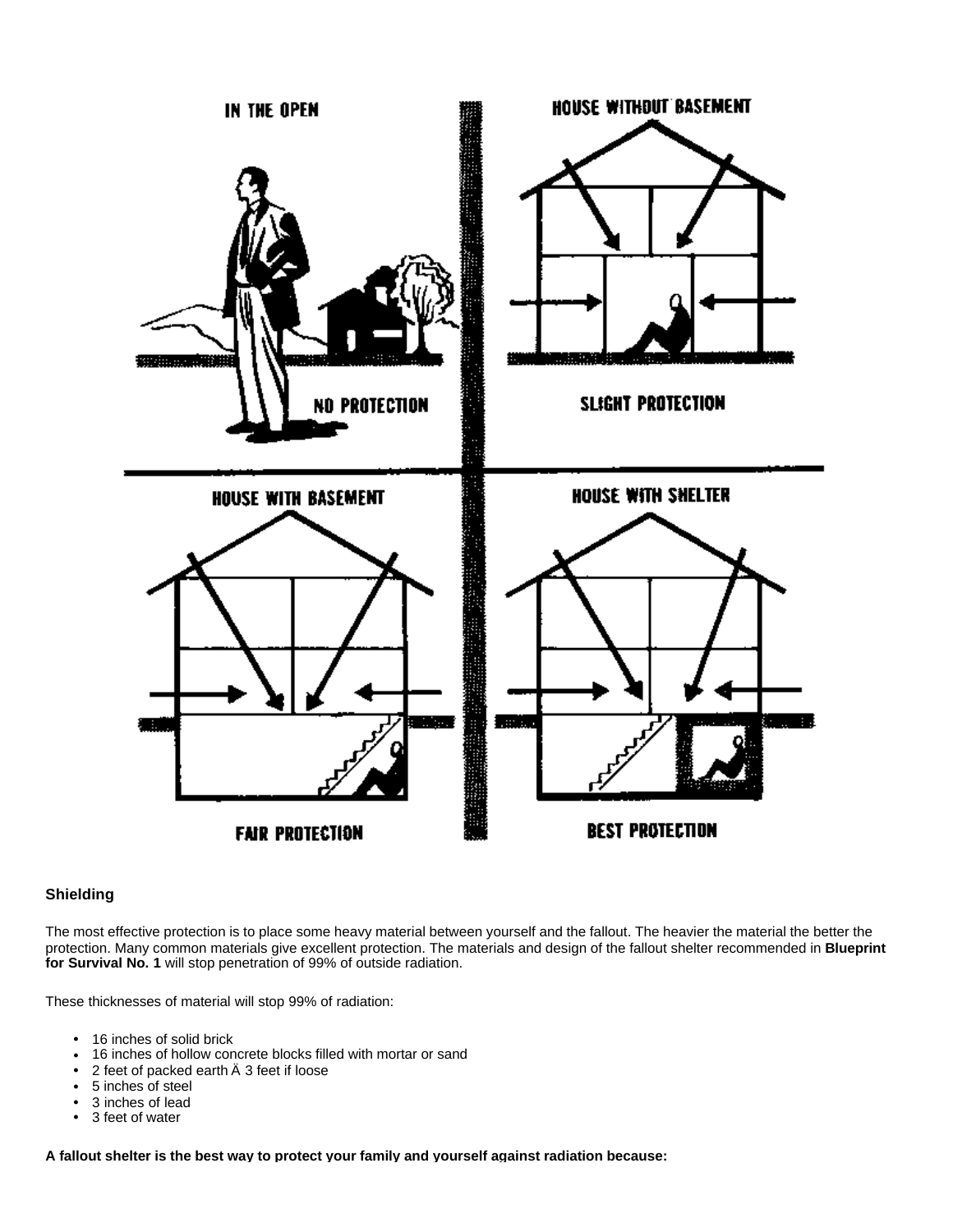## Shielding

The most effective protection is to place some heavy material between yourself and the fallout. The heavier the material the better the protection. Many common materials give excellent protection. The materials and design of the fallout shelter recommended in **Blueprint for Survival No. 1** will stop penetration of 99% of outside radiation.

These thicknesses of material will stop 99% of radiation:

- 16 inches of solid brick
- 16 inches of hollow concrete blocks filled with mortar or sand
- 2 feet of packed earth Ä 3 feet if loose
- 5 inches of steel
- 3 inches of lead
- 3 feet of water

**A fallout shelter is the best way to protect your family and yourself against radiation because:**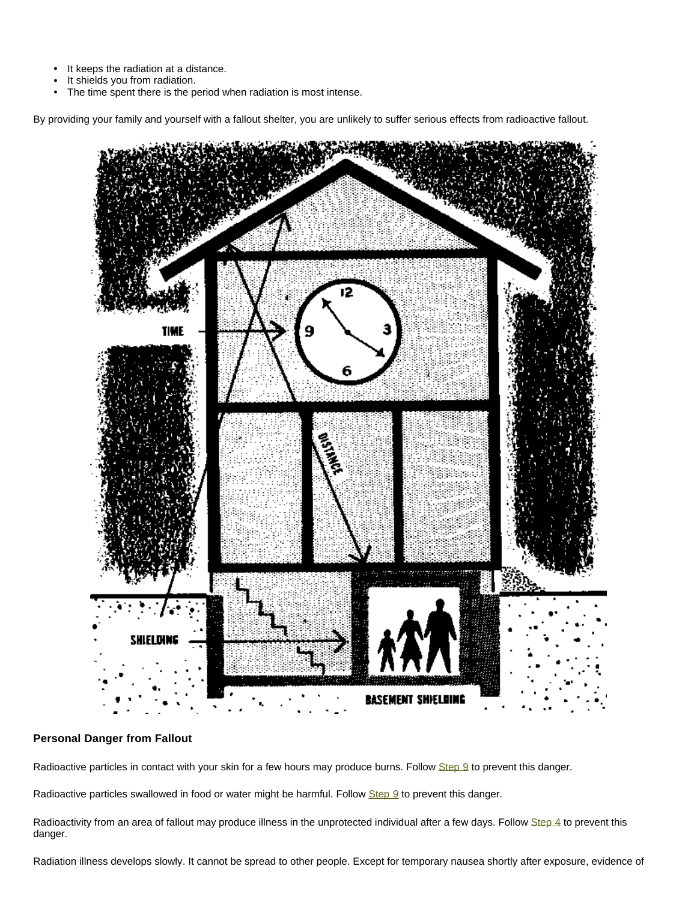- It keeps the radiation at a distance.
- It shields you from radiation.
- The time spent there is the period when radiation is most intense.

By providing your family and yourself with a fallout shelter, you are unlikely to suffer serious effects from radioactive fallout.

### Personal Danger from Fallout

Radioactive particles in contact with your skin for a few hours may produce burns. Follow Step 9 to prevent this danger.

Radioactive particles swallowed in food or water might be harmful. Follow Step 9 to prevent this danger.

Radioactivity from an area of fallout may produce illness in the unprotected individual after a few days. Follow Step 4 to prevent this danger.

Radiation illness develops slowly. It cannot be spread to other people. Except for temporary nausea shortly after exposure, evidence of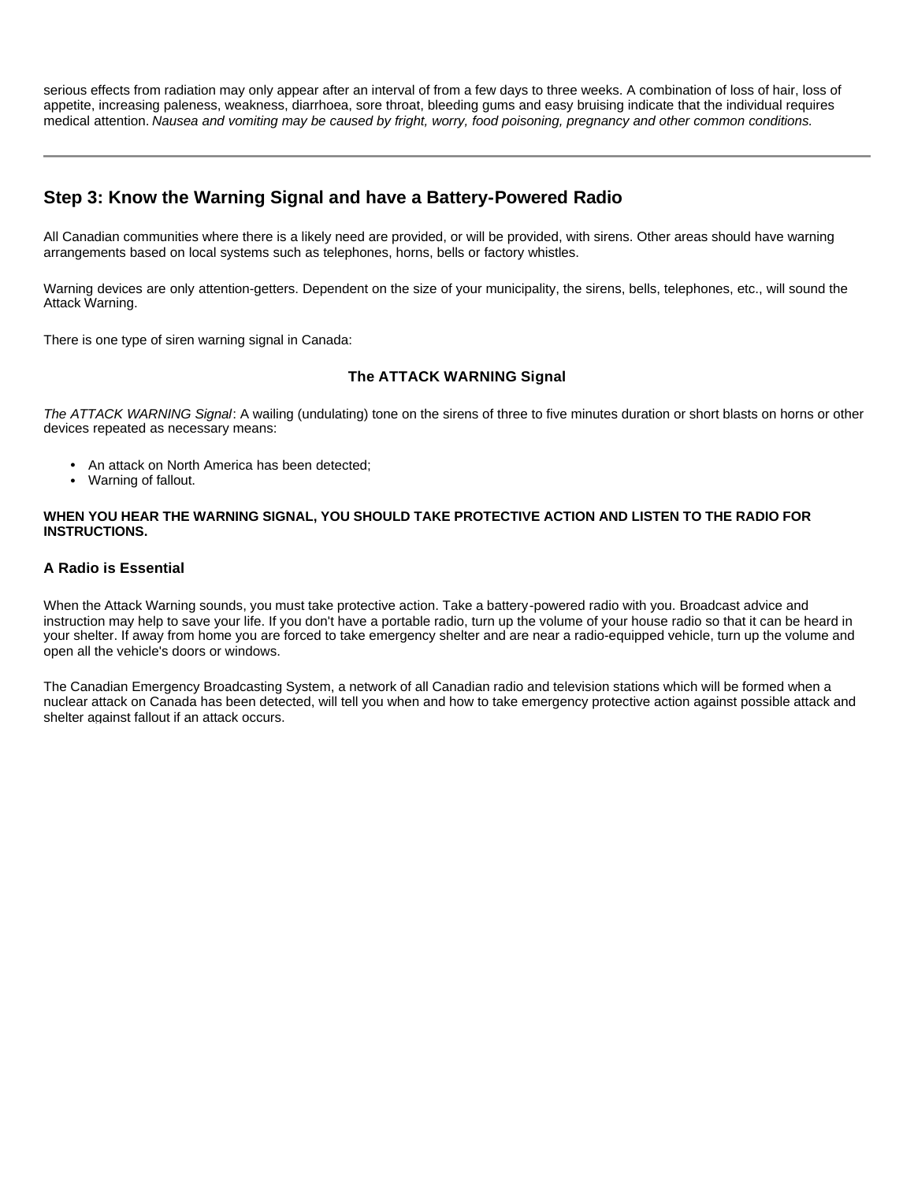serious effects from radiation may only appear after an interval of from a few days to three weeks. A combination of loss of hair, loss of appetite, increasing paleness, weakness, diarrhoea, sore throat, bleeding gums and easy bruising indicate that the individual requires medical attention. *Nausea and vomiting may be caused by fright, worry, food poisoning, pregnancy and other common conditions.*

---

## Step 3: Know the Warning Signal and have a Battery-Powered Radio

All Canadian communities where there is a likely need are provided, or will be provided, with sirens. Other areas should have warning arrangements based on local systems such as telephones, horns, bells or factory whistles.

Warning devices are only attention-getters. Dependent on the size of your municipality, the sirens, bells, telephones, etc., will sound the Attack Warning.

There is one type of siren warning signal in Canada:

**The ATTACK WARNING Signal**

*The ATTACK WARNING Signal*: A wailing (undulating) tone on the sirens of three to five minutes duration or short blasts on horns or other devices repeated as necessary means:

- An attack on North America has been detected;
- Warning of fallout.

**WHEN YOU HEAR THE WARNING SIGNAL, YOU SHOULD TAKE PROTECTIVE ACTION AND LISTEN TO THE RADIO FOR INSTRUCTIONS.**

### A Radio is Essential

When the Attack Warning sounds, you must take protective action. Take a battery-powered radio with you. Broadcast advice and instruction may help to save your life. If you don't have a portable radio, turn up the volume of your house radio so that it can be heard in your shelter. If away from home you are forced to take emergency shelter and are near a radio-equipped vehicle, turn up the volume and open all the vehicle's doors or windows.

The Canadian Emergency Broadcasting System, a network of all Canadian radio and television stations which will be formed when a nuclear attack on Canada has been detected, will tell you when and how to take emergency protective action against possible attack and shelter against fallout if an attack occurs.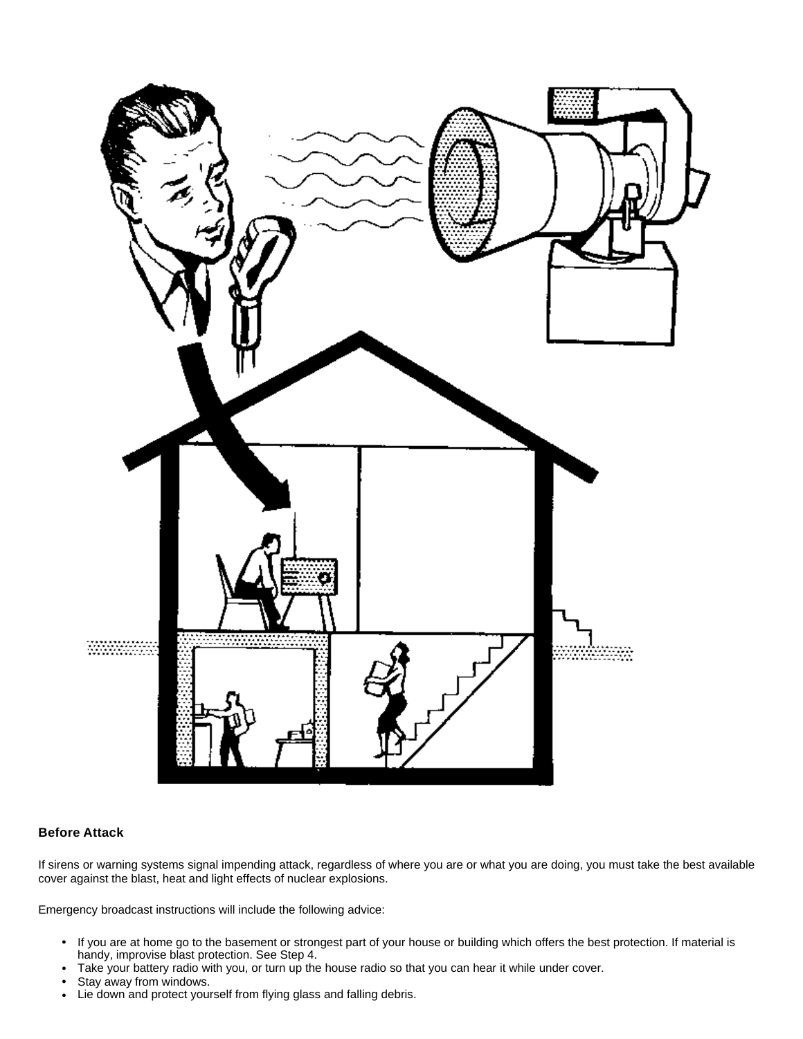## Before Attack

If sirens or warning systems signal impending attack, regardless of where you are or what you are doing, you must take the best available cover against the blast, heat and light effects of nuclear explosions.

Emergency broadcast instructions will include the following advice:

- If you are at home go to the basement or strongest part of your house or building which offers the best protection. If material is handy, improvise blast protection. See Step 4.
- Take your battery radio with you, or turn up the house radio so that you can hear it while under cover.
- Stay away from windows.
- Lie down and protect yourself from flying glass and falling debris.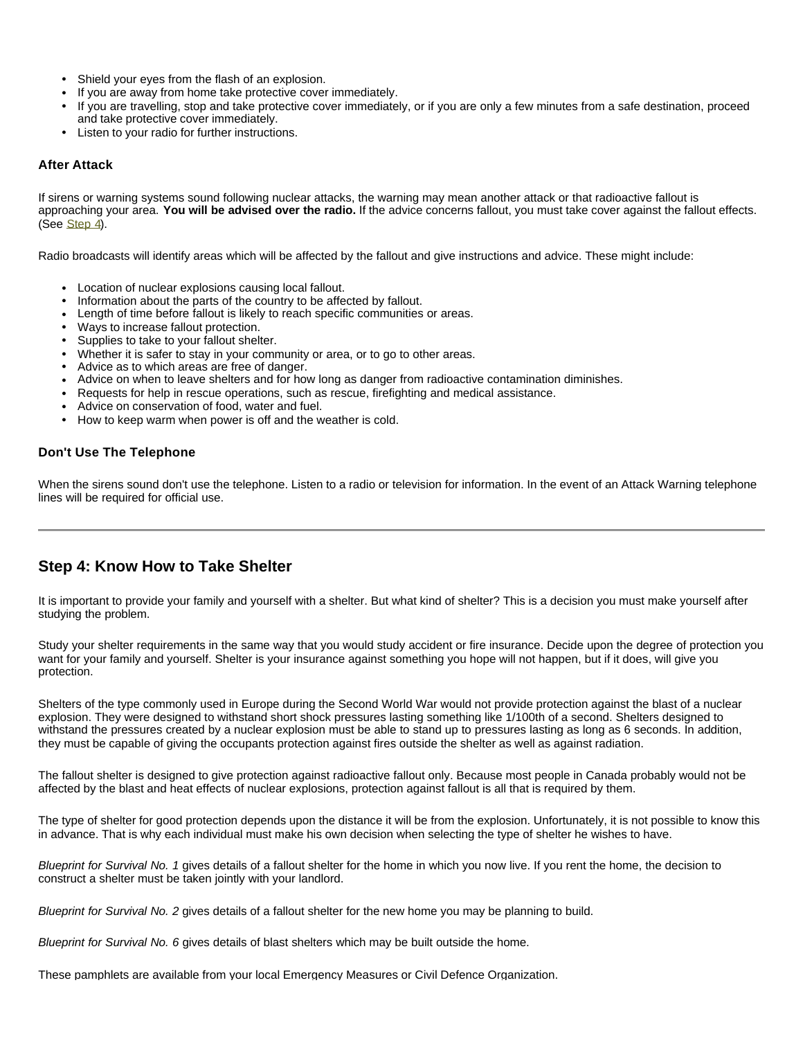- Shield your eyes from the flash of an explosion.
- If you are away from home take protective cover immediately.
- If you are travelling, stop and take protective cover immediately, or if you are only a few minutes from a safe destination, proceed and take protective cover immediately.
- Listen to your radio for further instructions.

### After Attack

If sirens or warning systems sound following nuclear attacks, the warning may mean another attack or that radioactive fallout is approaching your area. **You will be advised over the radio.** If the advice concerns fallout, you must take cover against the fallout effects. (See Step 4).

Radio broadcasts will identify areas which will be affected by the fallout and give instructions and advice. These might include:

- Location of nuclear explosions causing local fallout.
- Information about the parts of the country to be affected by fallout.
- Length of time before fallout is likely to reach specific communities or areas.
- Ways to increase fallout protection.
- Supplies to take to your fallout shelter.
- Whether it is safer to stay in your community or area, or to go to other areas.
- Advice as to which areas are free of danger.
- Advice on when to leave shelters and for how long as danger from radioactive contamination diminishes.
- Requests for help in rescue operations, such as rescue, firefighting and medical assistance.
- Advice on conservation of food, water and fuel.
- How to keep warm when power is off and the weather is cold.

### Don't Use The Telephone

When the sirens sound don't use the telephone. Listen to a radio or television for information. In the event of an Attack Warning telephone lines will be required for official use.

---

## Step 4: Know How to Take Shelter

It is important to provide your family and yourself with a shelter. But what kind of shelter? This is a decision you must make yourself after studying the problem.

Study your shelter requirements in the same way that you would study accident or fire insurance. Decide upon the degree of protection you want for your family and yourself. Shelter is your insurance against something you hope will not happen, but if it does, will give you protection.

Shelters of the type commonly used in Europe during the Second World War would not provide protection against the blast of a nuclear explosion. They were designed to withstand short shock pressures lasting something like 1/100th of a second. Shelters designed to withstand the pressures created by a nuclear explosion must be able to stand up to pressures lasting as long as 6 seconds. In addition, they must be capable of giving the occupants protection against fires outside the shelter as well as against radiation.

The fallout shelter is designed to give protection against radioactive fallout only. Because most people in Canada probably would not be affected by the blast and heat effects of nuclear explosions, protection against fallout is all that is required by them.

The type of shelter for good protection depends upon the distance it will be from the explosion. Unfortunately, it is not possible to know this in advance. That is why each individual must make his own decision when selecting the type of shelter he wishes to have.

*Blueprint for Survival No. 1* gives details of a fallout shelter for the home in which you now live. If you rent the home, the decision to construct a shelter must be taken jointly with your landlord.

*Blueprint for Survival No. 2* gives details of a fallout shelter for the new home you may be planning to build.

*Blueprint for Survival No. 6* gives details of blast shelters which may be built outside the home.

These pamphlets are available from your local Emergency Measures or Civil Defence Organization.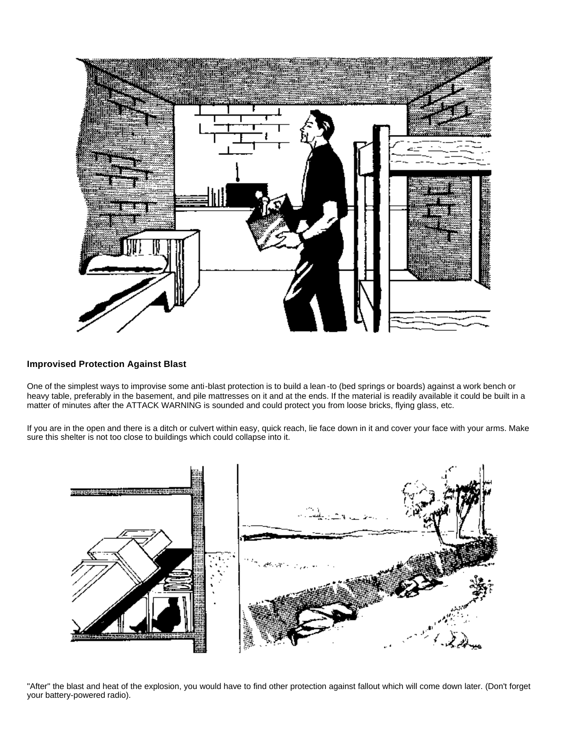### Improvised Protection Against Blast

One of the simplest ways to improvise some anti-blast protection is to build a lean-to (bed springs or boards) against a work bench or heavy table, preferably in the basement, and pile mattresses on it and at the ends. If the material is readily available it could be built in a matter of minutes after the ATTACK WARNING is sounded and could protect you from loose bricks, flying glass, etc.

If you are in the open and there is a ditch or culvert within easy, quick reach, lie face down in it and cover your face with your arms. Make sure this shelter is not too close to buildings which could collapse into it.

"After" the blast and heat of the explosion, you would have to find other protection against fallout which will come down later. (Don't forget your battery-powered radio).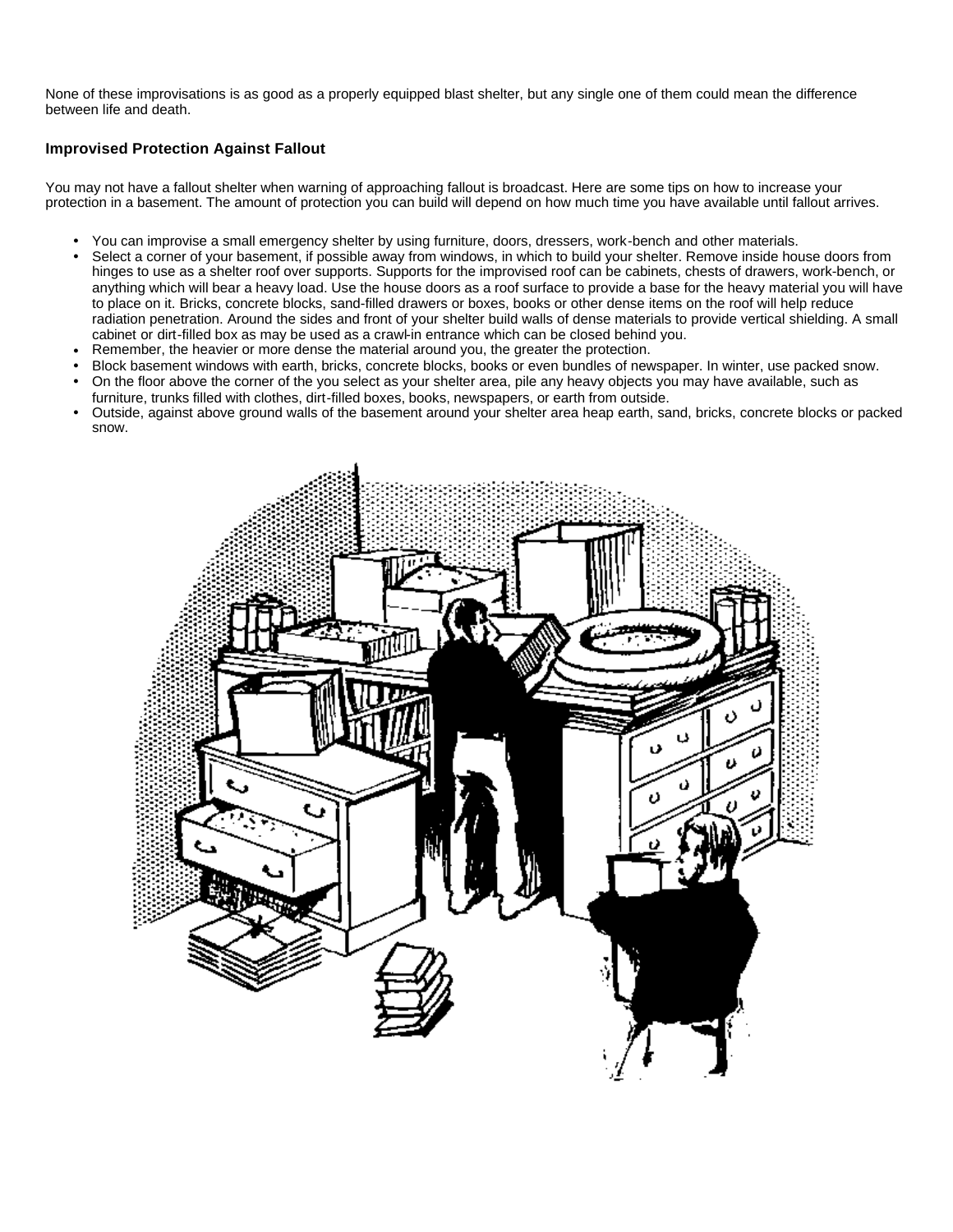None of these improvisations is as good as a properly equipped blast shelter, but any single one of them could mean the difference between life and death.

### Improvised Protection Against Fallout

You may not have a fallout shelter when warning of approaching fallout is broadcast. Here are some tips on how to increase your protection in a basement. The amount of protection you can build will depend on how much time you have available until fallout arrives.

- You can improvise a small emergency shelter by using furniture, doors, dressers, work-bench and other materials.
- Select a corner of your basement, if possible away from windows, in which to build your shelter. Remove inside house doors from hinges to use as a shelter roof over supports. Supports for the improvised roof can be cabinets, chests of drawers, work-bench, or anything which will bear a heavy load. Use the house doors as a roof surface to provide a base for the heavy material you will have to place on it. Bricks, concrete blocks, sand-filled drawers or boxes, books or other dense items on the roof will help reduce radiation penetration. Around the sides and front of your shelter build walls of dense materials to provide vertical shielding. A small cabinet or dirt-filled box as may be used as a crawl-in entrance which can be closed behind you.
- Remember, the heavier or more dense the material around you, the greater the protection.
- Block basement windows with earth, bricks, concrete blocks, books or even bundles of newspaper. In winter, use packed snow.
- On the floor above the corner of the you select as your shelter area, pile any heavy objects you may have available, such as furniture, trunks filled with clothes, dirt-filled boxes, books, newspapers, or earth from outside.
- Outside, against above ground walls of the basement around your shelter area heap earth, sand, bricks, concrete blocks or packed snow.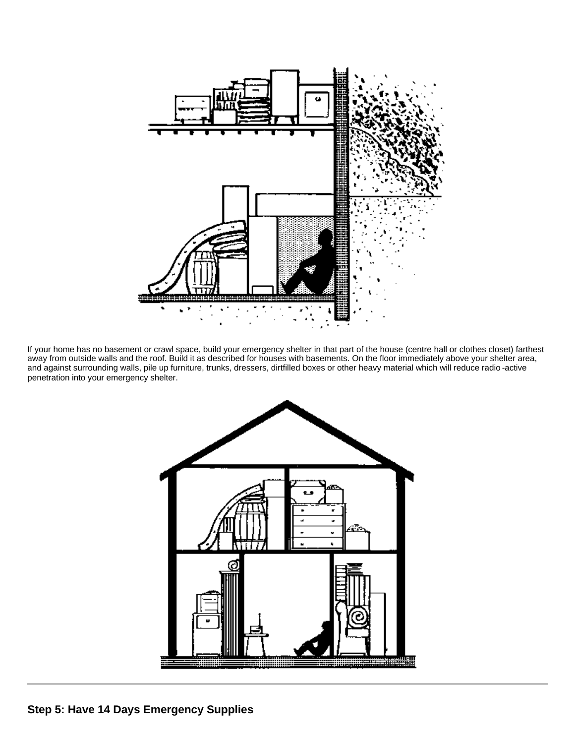If your home has no basement or crawl space, build your emergency shelter in that part of the house (centre hall or clothes closet) farthest away from outside walls and the roof. Build it as described for houses with basements. On the floor immediately above your shelter area, and against surrounding walls, pile up furniture, trunks, dressers, dirtfilled boxes or other heavy material which will reduce radio-active penetration into your emergency shelter.

---

## Step 5: Have 14 Days Emergency Supplies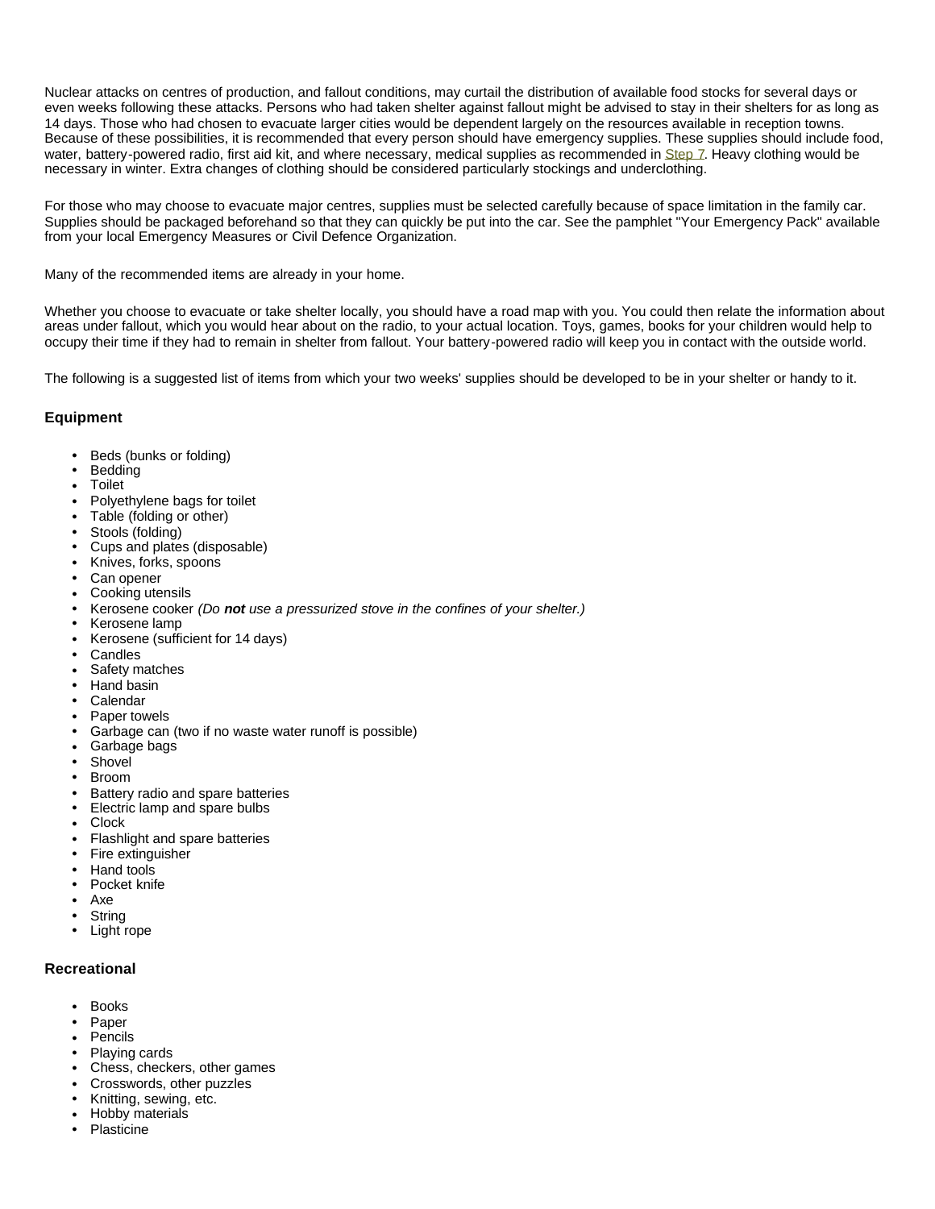Nuclear attacks on centres of production, and fallout conditions, may curtail the distribution of available food stocks for several days or even weeks following these attacks. Persons who had taken shelter against fallout might be advised to stay in their shelters for as long as 14 days. Those who had chosen to evacuate larger cities would be dependent largely on the resources available in reception towns. Because of these possibilities, it is recommended that every person should have emergency supplies. These supplies should include food, water, battery-powered radio, first aid kit, and where necessary, medical supplies as recommended in Step 7. Heavy clothing would be necessary in winter. Extra changes of clothing should be considered particularly stockings and underclothing.

For those who may choose to evacuate major centres, supplies must be selected carefully because of space limitation in the family car. Supplies should be packaged beforehand so that they can quickly be put into the car. See the pamphlet "Your Emergency Pack" available from your local Emergency Measures or Civil Defence Organization.

Many of the recommended items are already in your home.

Whether you choose to evacuate or take shelter locally, you should have a road map with you. You could then relate the information about areas under fallout, which you would hear about on the radio, to your actual location. Toys, games, books for your children would help to occupy their time if they had to remain in shelter from fallout. Your battery-powered radio will keep you in contact with the outside world.

The following is a suggested list of items from which your two weeks' supplies should be developed to be in your shelter or handy to it.

### Equipment

- Beds (bunks or folding)
- Bedding
- Toilet
- Polyethylene bags for toilet
- Table (folding or other)
- Stools (folding)
- Cups and plates (disposable)
- Knives, forks, spoons
- Can opener
- Cooking utensils
- Kerosene cooker *(Do **not** use a pressurized stove in the confines of your shelter.)*
- Kerosene lamp
- Kerosene (sufficient for 14 days)
- Candles
- Safety matches
- Hand basin
- Calendar
- Paper towels
- Garbage can (two if no waste water runoff is possible)
- Garbage bags
- Shovel
- Broom
- Battery radio and spare batteries
- Electric lamp and spare bulbs
- Clock
- Flashlight and spare batteries
- Fire extinguisher
- Hand tools
- Pocket knife
- Axe
- String
- Light rope

### Recreational

- Books
- Paper
- Pencils
- Playing cards
- Chess, checkers, other games
- Crosswords, other puzzles
- Knitting, sewing, etc.
- Hobby materials
- Plasticine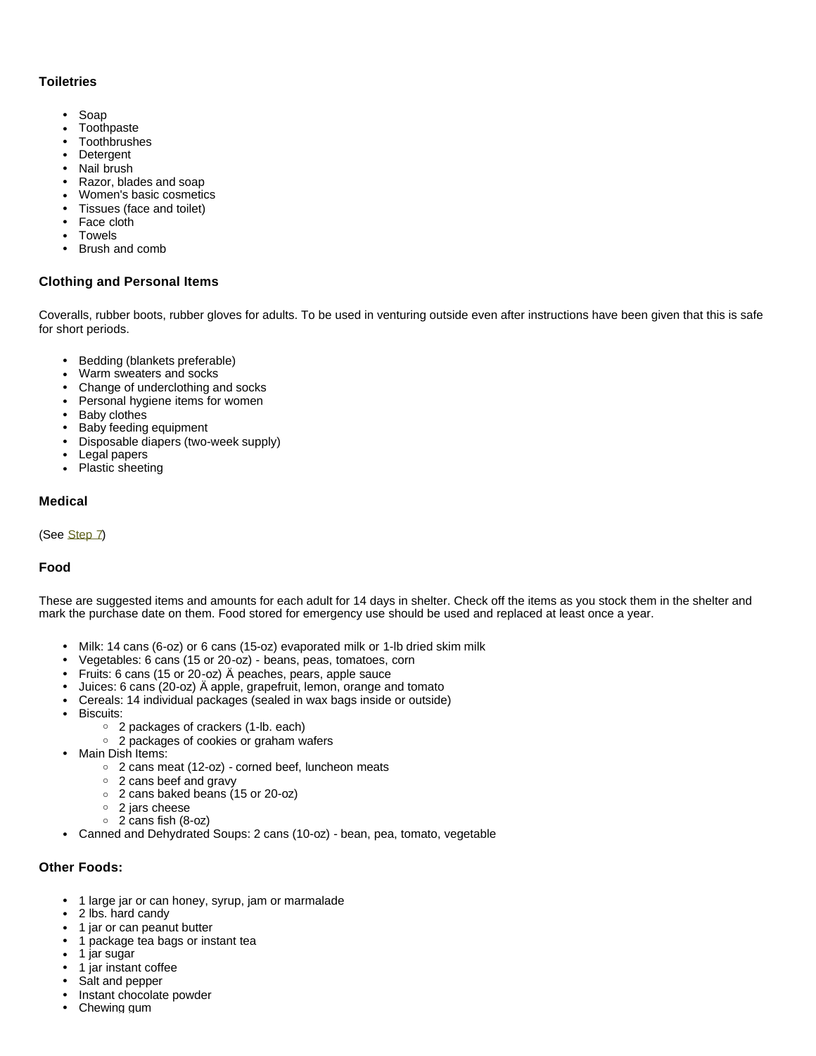**Toiletries**

- Soap
- Toothpaste
- Toothbrushes
- Detergent
- Nail brush
- Razor, blades and soap
- Women's basic cosmetics
- Tissues (face and toilet)
- Face cloth
- Towels
- Brush and comb

**Clothing and Personal Items**

Coveralls, rubber boots, rubber gloves for adults. To be used in venturing outside even after instructions have been given that this is safe for short periods.

- Bedding (blankets preferable)
- Warm sweaters and socks
- Change of underclothing and socks
- Personal hygiene items for women
- Baby clothes
- Baby feeding equipment
- Disposable diapers (two-week supply)
- Legal papers
- Plastic sheeting

**Medical**

(See Step 7)

**Food**

These are suggested items and amounts for each adult for 14 days in shelter. Check off the items as you stock them in the shelter and mark the purchase date on them. Food stored for emergency use should be used and replaced at least once a year.

- Milk: 14 cans (6-oz) or 6 cans (15-oz) evaporated milk or 1-lb dried skim milk
- Vegetables: 6 cans (15 or 20-oz) - beans, peas, tomatoes, corn
- Fruits: 6 cans (15 or 20-oz) Ä peaches, pears, apple sauce
- Juices: 6 cans (20-oz) Ä apple, grapefruit, lemon, orange and tomato
- Cereals: 14 individual packages (sealed in wax bags inside or outside)
- Biscuits:
  - 2 packages of crackers (1-lb. each)
  - 2 packages of cookies or graham wafers
- Main Dish Items:
  - 2 cans meat (12-oz) - corned beef, luncheon meats
  - 2 cans beef and gravy
  - 2 cans baked beans (15 or 20-oz)
  - 2 jars cheese
  - 2 cans fish (8-oz)
- Canned and Dehydrated Soups: 2 cans (10-oz) - bean, pea, tomato, vegetable

**Other Foods:**

- 1 large jar or can honey, syrup, jam or marmalade
- 2 lbs. hard candy
- 1 jar or can peanut butter
- 1 package tea bags or instant tea
- 1 jar sugar
- 1 jar instant coffee
- Salt and pepper
- Instant chocolate powder
- Chewing gum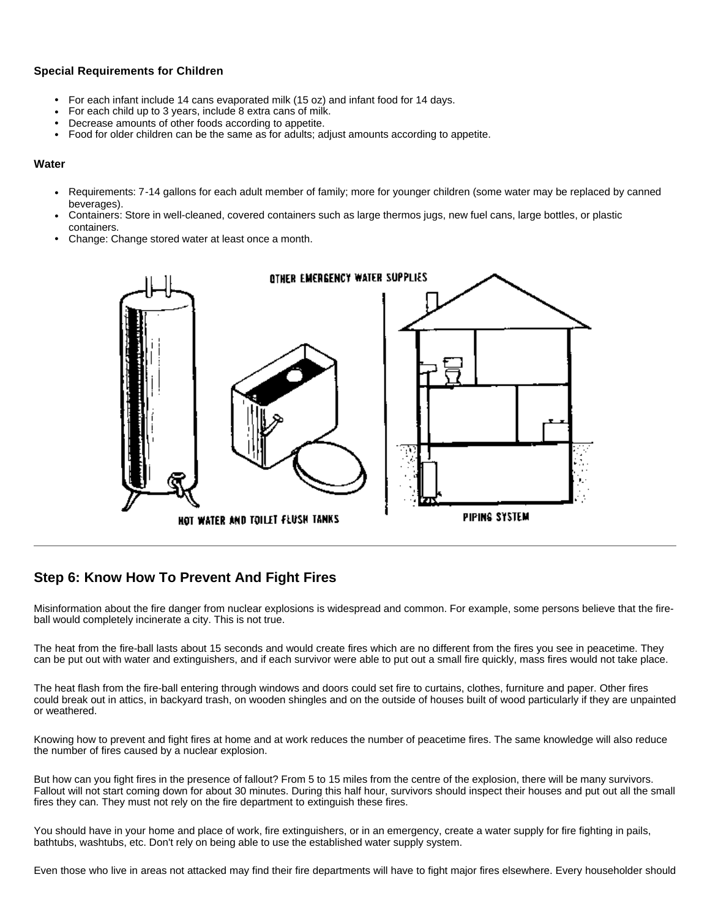### Special Requirements for Children

- For each infant include 14 cans evaporated milk (15 oz) and infant food for 14 days.
- For each child up to 3 years, include 8 extra cans of milk.
- Decrease amounts of other foods according to appetite.
- Food for older children can be the same as for adults; adjust amounts according to appetite.

### Water

- Requirements: 7-14 gallons for each adult member of family; more for younger children (some water may be replaced by canned beverages).
- Containers: Store in well-cleaned, covered containers such as large thermos jugs, new fuel cans, large bottles, or plastic containers.
- Change: Change stored water at least once a month.

OTHER EMERGENCY WATER SUPPLIES

HOT WATER AND TOILET FLUSH TANKS

PIPING SYSTEM

---

## Step 6: Know How To Prevent And Fight Fires

Misinformation about the fire danger from nuclear explosions is widespread and common. For example, some persons believe that the fire-ball would completely incinerate a city. This is not true.

The heat from the fire-ball lasts about 15 seconds and would create fires which are no different from the fires you see in peacetime. They can be put out with water and extinguishers, and if each survivor were able to put out a small fire quickly, mass fires would not take place.

The heat flash from the fire-ball entering through windows and doors could set fire to curtains, clothes, furniture and paper. Other fires could break out in attics, in backyard trash, on wooden shingles and on the outside of houses built of wood particularly if they are unpainted or weathered.

Knowing how to prevent and fight fires at home and at work reduces the number of peacetime fires. The same knowledge will also reduce the number of fires caused by a nuclear explosion.

But how can you fight fires in the presence of fallout? From 5 to 15 miles from the centre of the explosion, there will be many survivors. Fallout will not start coming down for about 30 minutes. During this half hour, survivors should inspect their houses and put out all the small fires they can. They must not rely on the fire department to extinguish these fires.

You should have in your home and place of work, fire extinguishers, or in an emergency, create a water supply for fire fighting in pails, bathtubs, washtubs, etc. Don't rely on being able to use the established water supply system.

Even those who live in areas not attacked may find their fire departments will have to fight major fires elsewhere. Every householder should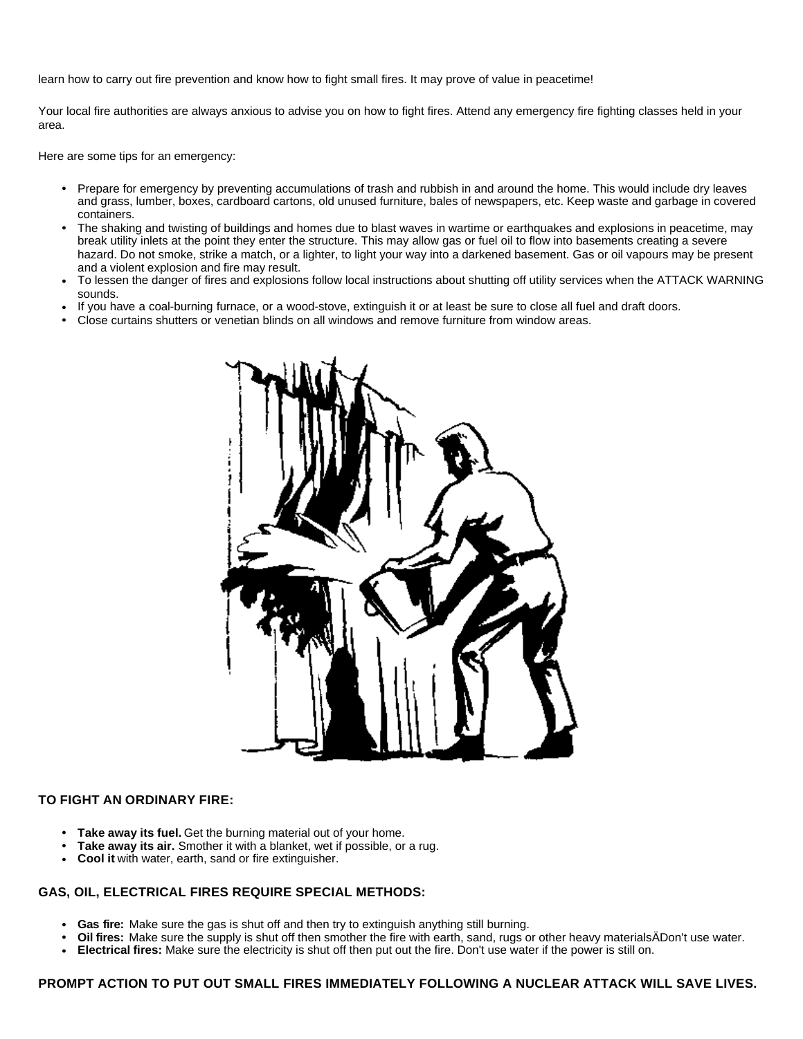learn how to carry out fire prevention and know how to fight small fires. It may prove of value in peacetime!

Your local fire authorities are always anxious to advise you on how to fight fires. Attend any emergency fire fighting classes held in your area.

Here are some tips for an emergency:

- Prepare for emergency by preventing accumulations of trash and rubbish in and around the home. This would include dry leaves and grass, lumber, boxes, cardboard cartons, old unused furniture, bales of newspapers, etc. Keep waste and garbage in covered containers.
- The shaking and twisting of buildings and homes due to blast waves in wartime or earthquakes and explosions in peacetime, may break utility inlets at the point they enter the structure. This may allow gas or fuel oil to flow into basements creating a severe hazard. Do not smoke, strike a match, or a lighter, to light your way into a darkened basement. Gas or oil vapours may be present and a violent explosion and fire may result.
- To lessen the danger of fires and explosions follow local instructions about shutting off utility services when the ATTACK WARNING sounds.
- If you have a coal-burning furnace, or a wood-stove, extinguish it or at least be sure to close all fuel and draft doors.
- Close curtains shutters or venetian blinds on all windows and remove furniture from window areas.

### TO FIGHT AN ORDINARY FIRE:

- **Take away its fuel.** Get the burning material out of your home.
- **Take away its air.** Smother it with a blanket, wet if possible, or a rug.
- **Cool it** with water, earth, sand or fire extinguisher.

### GAS, OIL, ELECTRICAL FIRES REQUIRE SPECIAL METHODS:

- **Gas fire:** Make sure the gas is shut off and then try to extinguish anything still burning.
- **Oil fires:** Make sure the supply is shut off then smother the fire with earth, sand, rugs or other heavy materialsÄDon't use water.
- **Electrical fires:** Make sure the electricity is shut off then put out the fire. Don't use water if the power is still on.

**PROMPT ACTION TO PUT OUT SMALL FIRES IMMEDIATELY FOLLOWING A NUCLEAR ATTACK WILL SAVE LIVES.**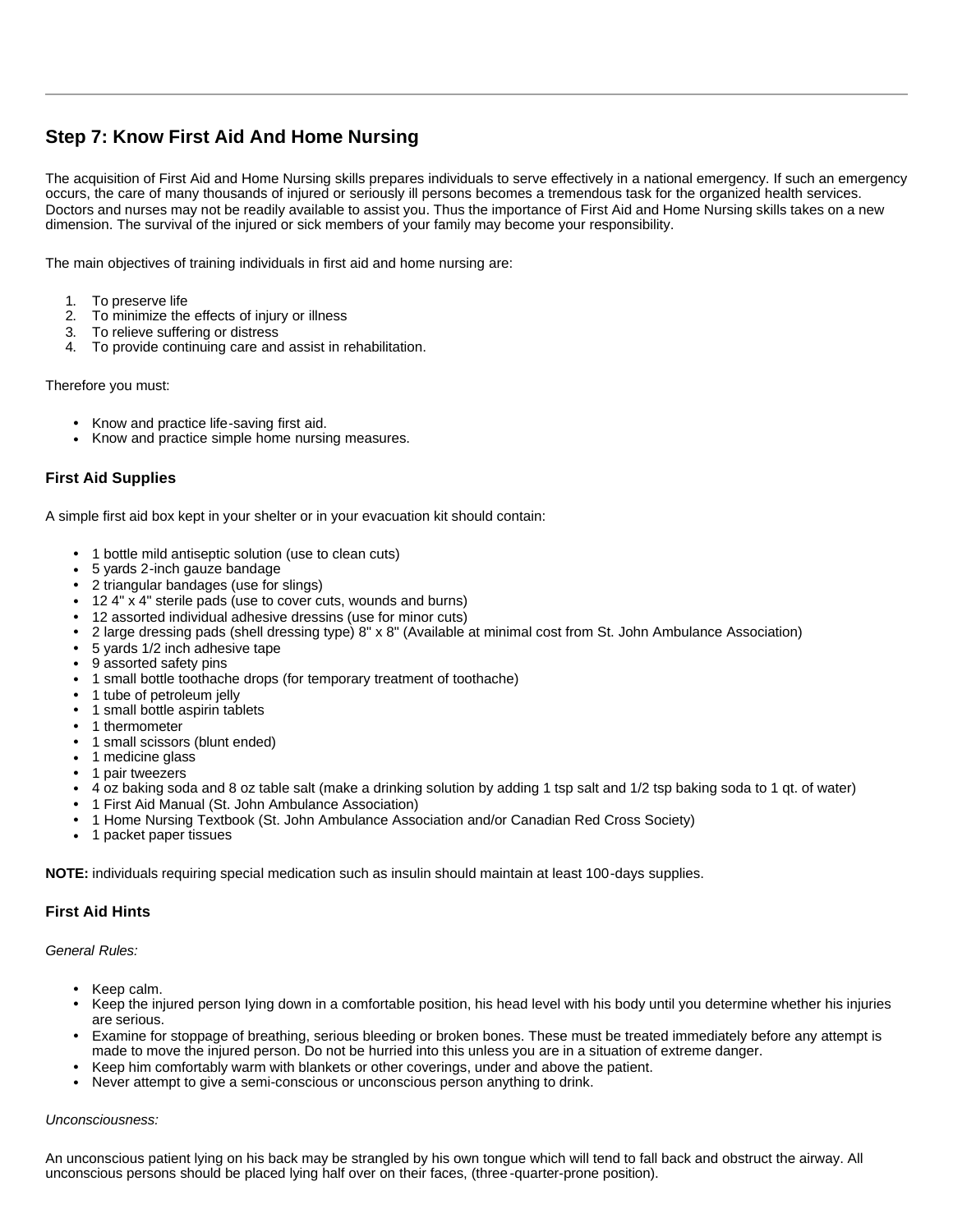## Step 7: Know First Aid And Home Nursing

The acquisition of First Aid and Home Nursing skills prepares individuals to serve effectively in a national emergency. If such an emergency occurs, the care of many thousands of injured or seriously ill persons becomes a tremendous task for the organized health services. Doctors and nurses may not be readily available to assist you. Thus the importance of First Aid and Home Nursing skills takes on a new dimension. The survival of the injured or sick members of your family may become your responsibility.

The main objectives of training individuals in first aid and home nursing are:

1. To preserve life
2. To minimize the effects of injury or illness
3. To relieve suffering or distress
4. To provide continuing care and assist in rehabilitation.

Therefore you must:

- Know and practice life-saving first aid.
- Know and practice simple home nursing measures.

### First Aid Supplies

A simple first aid box kept in your shelter or in your evacuation kit should contain:

- 1 bottle mild antiseptic solution (use to clean cuts)
- 5 yards 2-inch gauze bandage
- 2 triangular bandages (use for slings)
- 12 4" x 4" sterile pads (use to cover cuts, wounds and burns)
- 12 assorted individual adhesive dressins (use for minor cuts)
- 2 large dressing pads (shell dressing type) 8" x 8" (Available at minimal cost from St. John Ambulance Association)
- 5 yards 1/2 inch adhesive tape
- 9 assorted safety pins
- 1 small bottle toothache drops (for temporary treatment of toothache)
- 1 tube of petroleum jelly
- 1 small bottle aspirin tablets
- 1 thermometer
- 1 small scissors (blunt ended)
- 1 medicine glass
- 1 pair tweezers
- 4 oz baking soda and 8 oz table salt (make a drinking solution by adding 1 tsp salt and 1/2 tsp baking soda to 1 qt. of water)
- 1 First Aid Manual (St. John Ambulance Association)
- 1 Home Nursing Textbook (St. John Ambulance Association and/or Canadian Red Cross Society)
- 1 packet paper tissues

**NOTE:** individuals requiring special medication such as insulin should maintain at least 100-days supplies.

### First Aid Hints

*General Rules:*

- Keep calm.
- Keep the injured person lying down in a comfortable position, his head level with his body until you determine whether his injuries are serious.
- Examine for stoppage of breathing, serious bleeding or broken bones. These must be treated immediately before any attempt is made to move the injured person. Do not be hurried into this unless you are in a situation of extreme danger.
- Keep him comfortably warm with blankets or other coverings, under and above the patient.
- Never attempt to give a semi-conscious or unconscious person anything to drink.

*Unconsciousness:*

An unconscious patient lying on his back may be strangled by his own tongue which will tend to fall back and obstruct the airway. All unconscious persons should be placed lying half over on their faces, (three-quarter-prone position).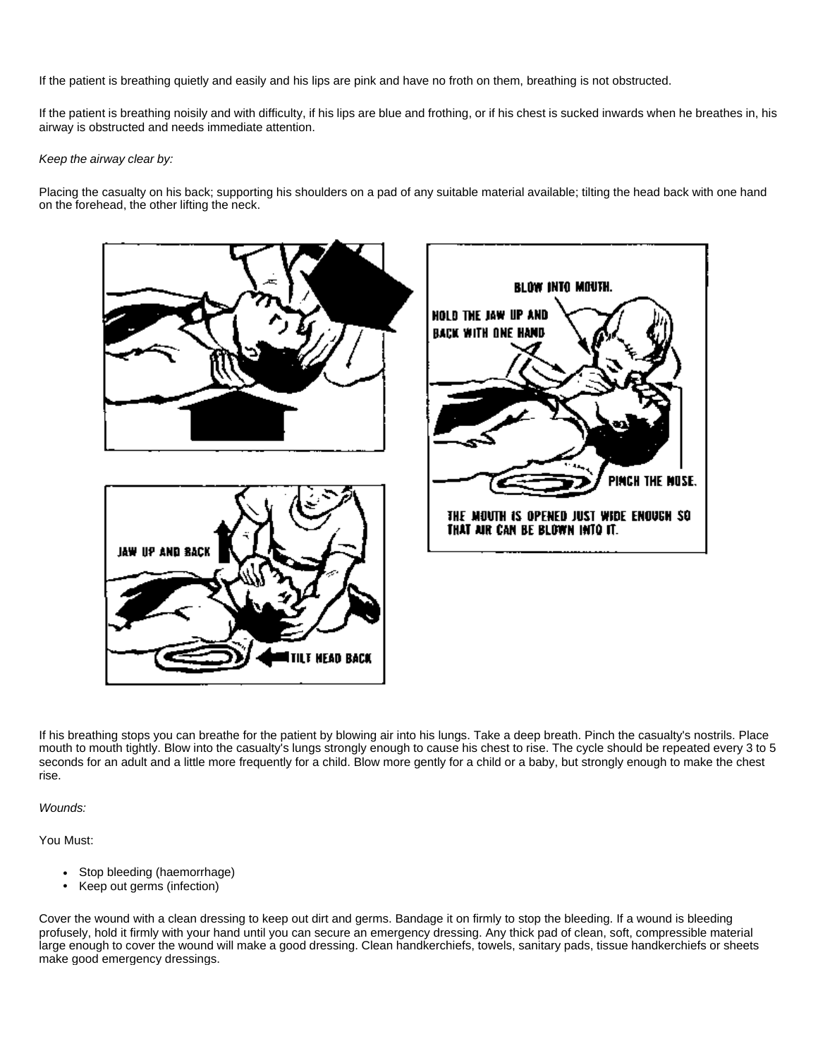If the patient is breathing quietly and easily and his lips are pink and have no froth on them, breathing is not obstructed.

If the patient is breathing noisily and with difficulty, if his lips are blue and frothing, or if his chest is sucked inwards when he breathes in, his airway is obstructed and needs immediate attention.

*Keep the airway clear by:*

Placing the casualty on his back; supporting his shoulders on a pad of any suitable material available; tilting the head back with one hand on the forehead, the other lifting the neck.

If his breathing stops you can breathe for the patient by blowing air into his lungs. Take a deep breath. Pinch the casualty's nostrils. Place mouth to mouth tightly. Blow into the casualty's lungs strongly enough to cause his chest to rise. The cycle should be repeated every 3 to 5 seconds for an adult and a little more frequently for a child. Blow more gently for a child or a baby, but strongly enough to make the chest rise.

*Wounds:*

You Must:

- Stop bleeding (haemorrhage)
- Keep out germs (infection)

Cover the wound with a clean dressing to keep out dirt and germs. Bandage it on firmly to stop the bleeding. If a wound is bleeding profusely, hold it firmly with your hand until you can secure an emergency dressing. Any thick pad of clean, soft, compressible material large enough to cover the wound will make a good dressing. Clean handkerchiefs, towels, sanitary pads, tissue handkerchiefs or sheets make good emergency dressings.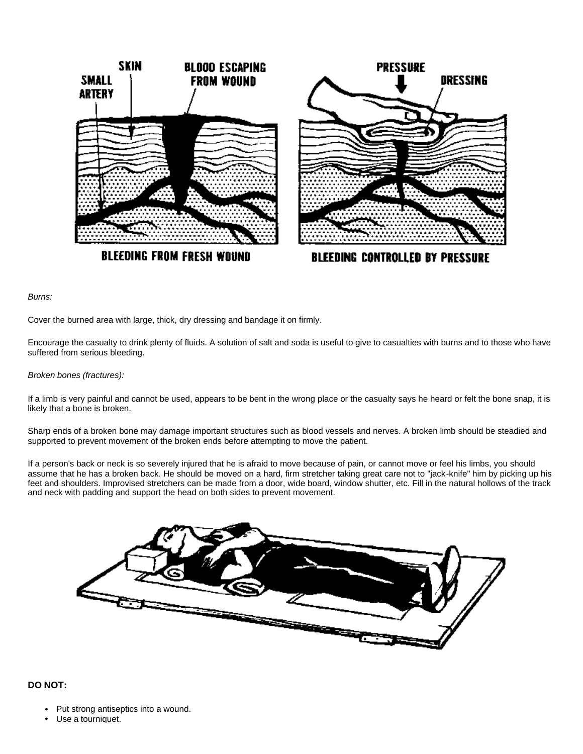*Burns:*

Cover the burned area with large, thick, dry dressing and bandage it on firmly.

Encourage the casualty to drink plenty of fluids. A solution of salt and soda is useful to give to casualties with burns and to those who have suffered from serious bleeding.

*Broken bones (fractures):*

If a limb is very painful and cannot be used, appears to be bent in the wrong place or the casualty says he heard or felt the bone snap, it is likely that a bone is broken.

Sharp ends of a broken bone may damage important structures such as blood vessels and nerves. A broken limb should be steadied and supported to prevent movement of the broken ends before attempting to move the patient.

If a person's back or neck is so severely injured that he is afraid to move because of pain, or cannot move or feel his limbs, you should assume that he has a broken back. He should be moved on a hard, firm stretcher taking great care not to "jack-knife" him by picking up his feet and shoulders. Improvised stretchers can be made from a door, wide board, window shutter, etc. Fill in the natural hollows of the track and neck with padding and support the head on both sides to prevent movement.

**DO NOT:**

- Put strong antiseptics into a wound.
- Use a tourniquet.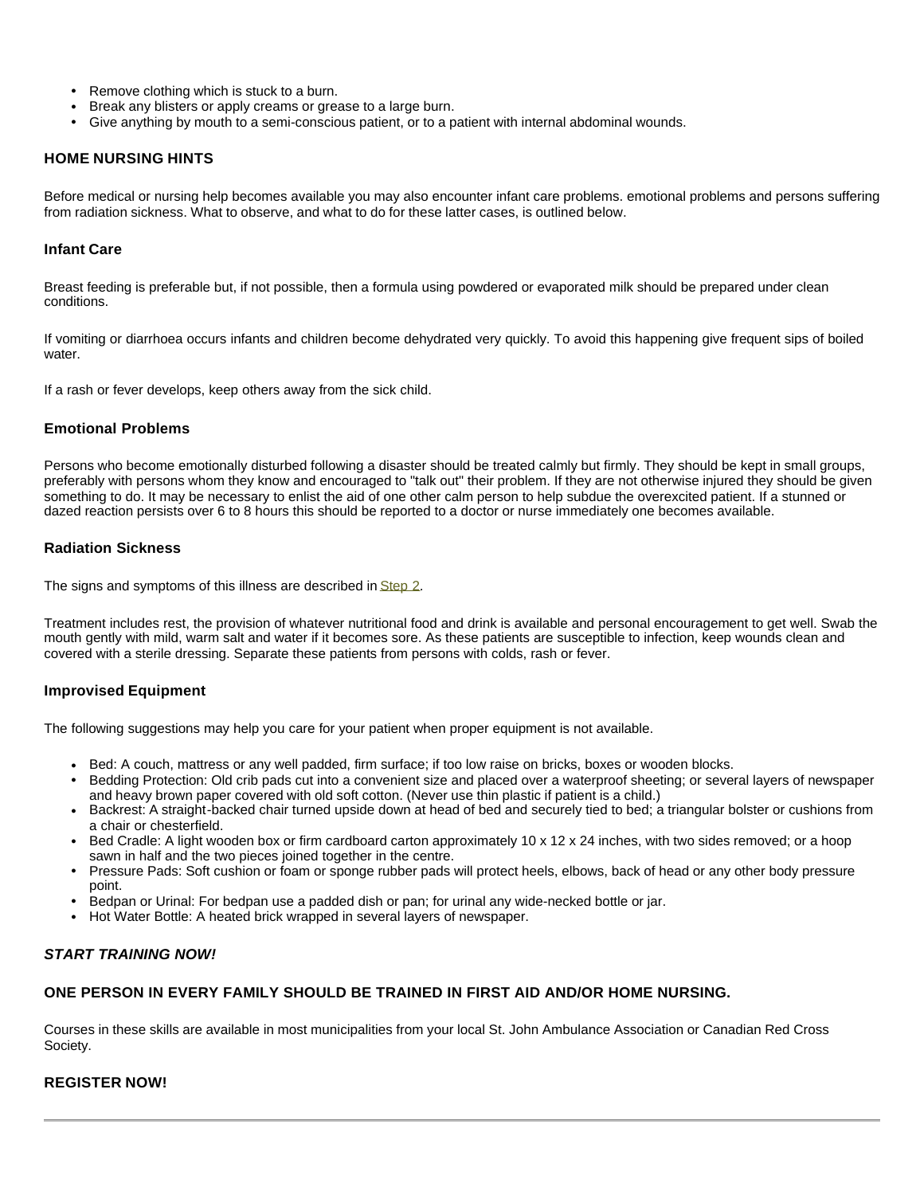- Remove clothing which is stuck to a burn.
- Break any blisters or apply creams or grease to a large burn.
- Give anything by mouth to a semi-conscious patient, or to a patient with internal abdominal wounds.

## HOME NURSING HINTS

Before medical or nursing help becomes available you may also encounter infant care problems. emotional problems and persons suffering from radiation sickness. What to observe, and what to do for these latter cases, is outlined below.

### Infant Care

Breast feeding is preferable but, if not possible, then a formula using powdered or evaporated milk should be prepared under clean conditions.

If vomiting or diarrhoea occurs infants and children become dehydrated very quickly. To avoid this happening give frequent sips of boiled water.

If a rash or fever develops, keep others away from the sick child.

### Emotional Problems

Persons who become emotionally disturbed following a disaster should be treated calmly but firmly. They should be kept in small groups, preferably with persons whom they know and encouraged to "talk out" their problem. If they are not otherwise injured they should be given something to do. It may be necessary to enlist the aid of one other calm person to help subdue the overexcited patient. If a stunned or dazed reaction persists over 6 to 8 hours this should be reported to a doctor or nurse immediately one becomes available.

### Radiation Sickness

The signs and symptoms of this illness are described in Step 2.

Treatment includes rest, the provision of whatever nutritional food and drink is available and personal encouragement to get well. Swab the mouth gently with mild, warm salt and water if it becomes sore. As these patients are susceptible to infection, keep wounds clean and covered with a sterile dressing. Separate these patients from persons with colds, rash or fever.

### Improvised Equipment

The following suggestions may help you care for your patient when proper equipment is not available.

- Bed: A couch, mattress or any well padded, firm surface; if too low raise on bricks, boxes or wooden blocks.
- Bedding Protection: Old crib pads cut into a convenient size and placed over a waterproof sheeting; or several layers of newspaper and heavy brown paper covered with old soft cotton. (Never use thin plastic if patient is a child.)
- Backrest: A straight-backed chair turned upside down at head of bed and securely tied to bed; a triangular bolster or cushions from a chair or chesterfield.
- Bed Cradle: A light wooden box or firm cardboard carton approximately 10 x 12 x 24 inches, with two sides removed; or a hoop sawn in half and the two pieces joined together in the centre.
- Pressure Pads: Soft cushion or foam or sponge rubber pads will protect heels, elbows, back of head or any other body pressure point.
- Bedpan or Urinal: For bedpan use a padded dish or pan; for urinal any wide-necked bottle or jar.
- Hot Water Bottle: A heated brick wrapped in several layers of newspaper.

***START TRAINING NOW!***

**ONE PERSON IN EVERY FAMILY SHOULD BE TRAINED IN FIRST AID AND/OR HOME NURSING.**

Courses in these skills are available in most municipalities from your local St. John Ambulance Association or Canadian Red Cross Society.

**REGISTER NOW!**

---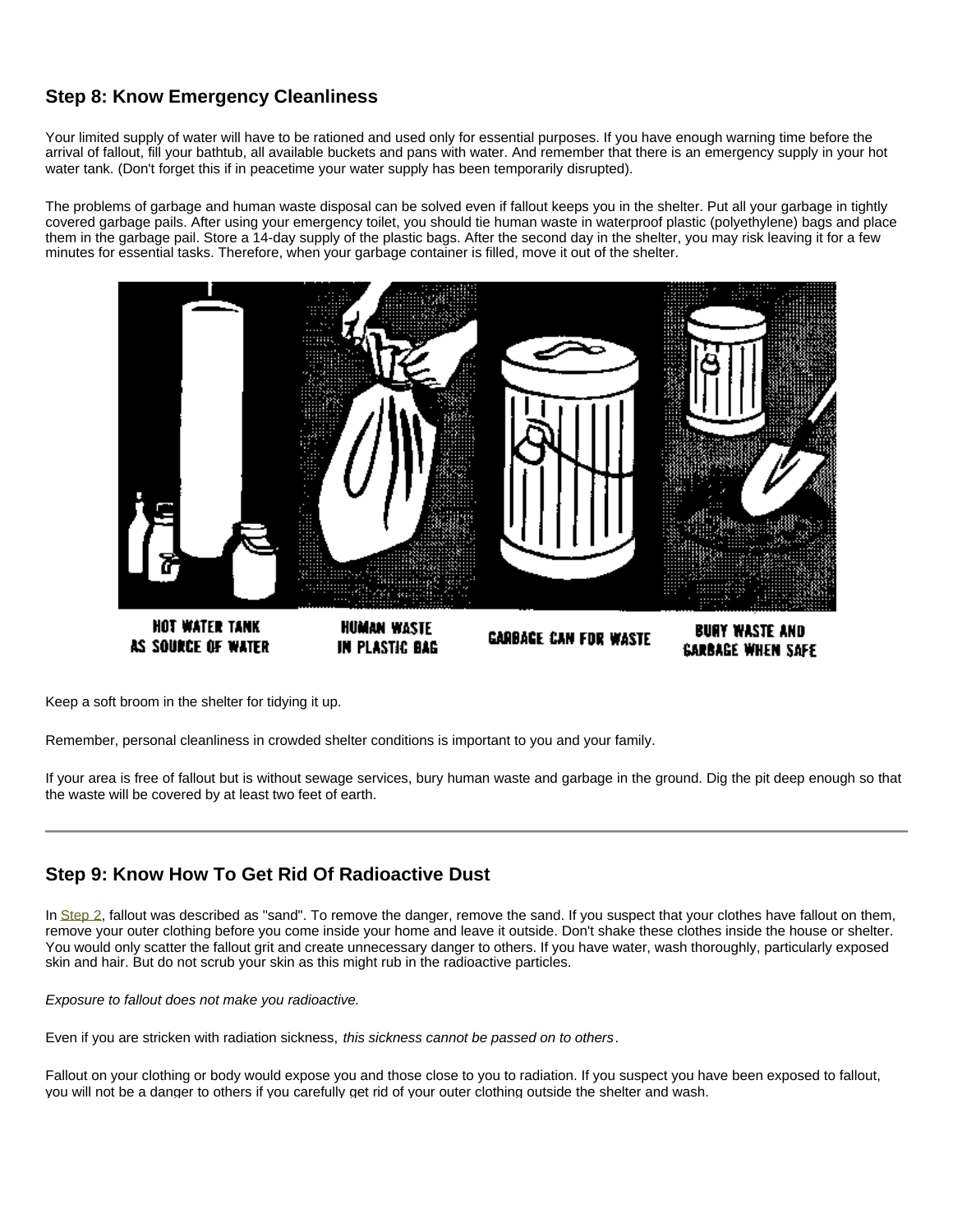## Step 8: Know Emergency Cleanliness

Your limited supply of water will have to be rationed and used only for essential purposes. If you have enough warning time before the arrival of fallout, fill your bathtub, all available buckets and pans with water. And remember that there is an emergency supply in your hot water tank. (Don't forget this if in peacetime your water supply has been temporarily disrupted).

The problems of garbage and human waste disposal can be solved even if fallout keeps you in the shelter. Put all your garbage in tightly covered garbage pails. After using your emergency toilet, you should tie human waste in waterproof plastic (polyethylene) bags and place them in the garbage pail. Store a 14-day supply of the plastic bags. After the second day in the shelter, you may risk leaving it for a few minutes for essential tasks. Therefore, when your garbage container is filled, move it out of the shelter.

HOT WATER TANK AS SOURCE OF WATER

HUMAN WASTE IN PLASTIC BAG

GARBAGE CAN FOR WASTE

BURY WASTE AND GARBAGE WHEN SAFE

Keep a soft broom in the shelter for tidying it up.

Remember, personal cleanliness in crowded shelter conditions is important to you and your family.

If your area is free of fallout but is without sewage services, bury human waste and garbage in the ground. Dig the pit deep enough so that the waste will be covered by at least two feet of earth.

---

## Step 9: Know How To Get Rid Of Radioactive Dust

In Step 2, fallout was described as "sand". To remove the danger, remove the sand. If you suspect that your clothes have fallout on them, remove your outer clothing before you come inside your home and leave it outside. Don't shake these clothes inside the house or shelter. You would only scatter the fallout grit and create unnecessary danger to others. If you have water, wash thoroughly, particularly exposed skin and hair. But do not scrub your skin as this might rub in the radioactive particles.

*Exposure to fallout does not make you radioactive.*

Even if you are stricken with radiation sickness, *this sickness cannot be passed on to others*.

Fallout on your clothing or body would expose you and those close to you to radiation. If you suspect you have been exposed to fallout, you will not be a danger to others if you carefully get rid of your outer clothing outside the shelter and wash.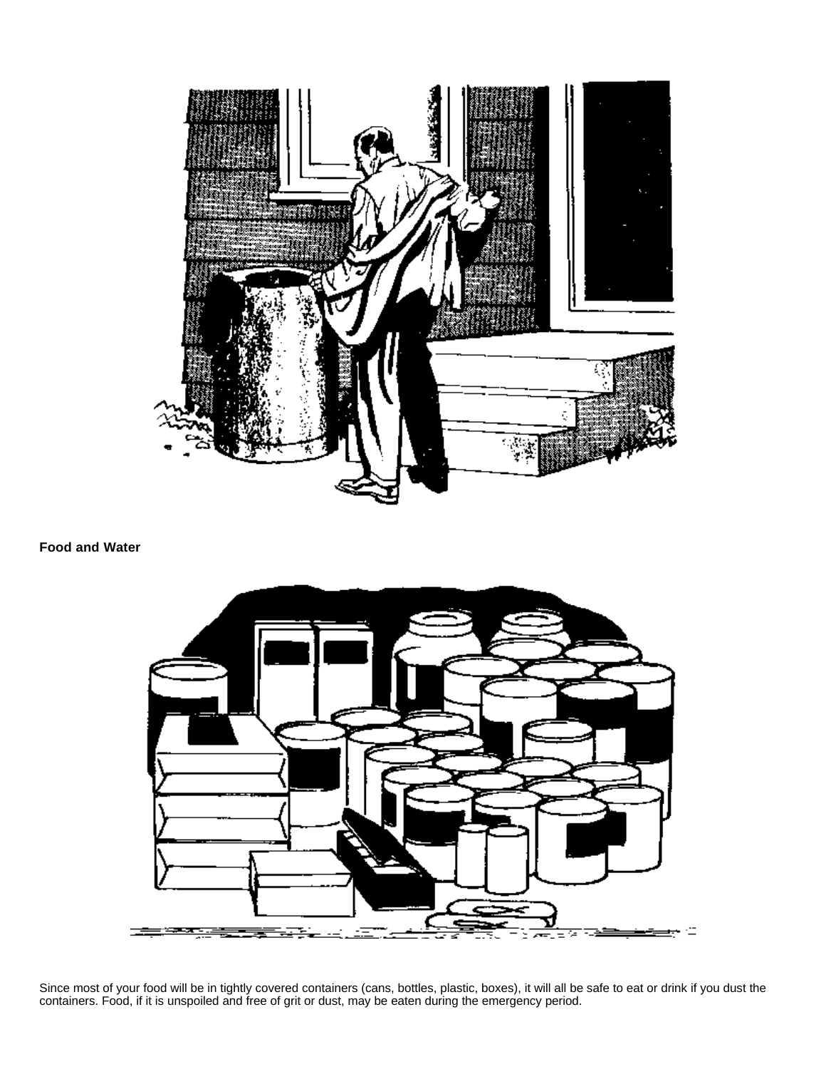**Food and Water**

Since most of your food will be in tightly covered containers (cans, bottles, plastic, boxes), it will all be safe to eat or drink if you dust the containers. Food, if it is unspoiled and free of grit or dust, may be eaten during the emergency period.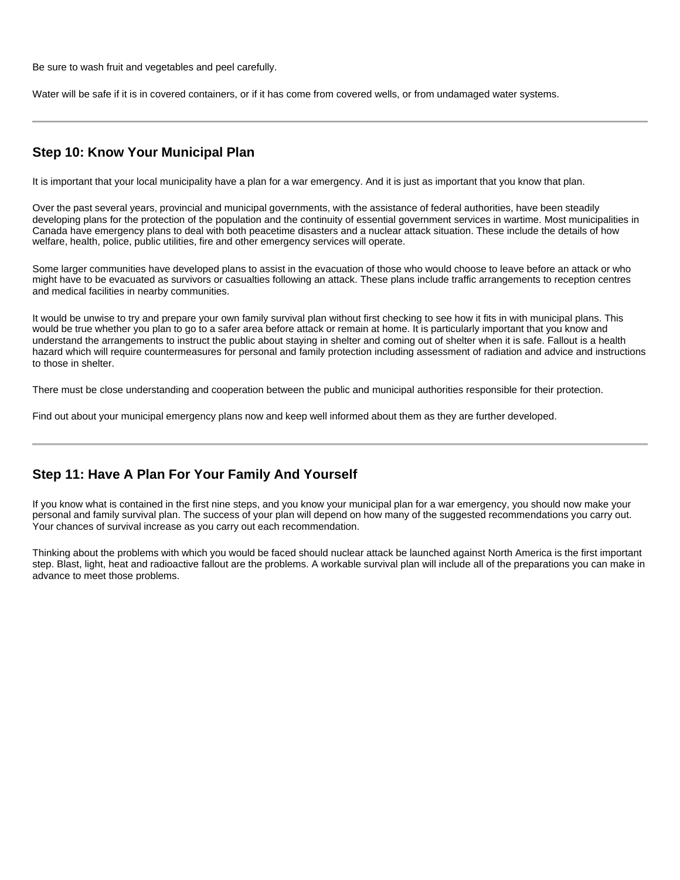Be sure to wash fruit and vegetables and peel carefully.

Water will be safe if it is in covered containers, or if it has come from covered wells, or from undamaged water systems.

---

## Step 10: Know Your Municipal Plan

It is important that your local municipality have a plan for a war emergency. And it is just as important that you know that plan.

Over the past several years, provincial and municipal governments, with the assistance of federal authorities, have been steadily developing plans for the protection of the population and the continuity of essential government services in wartime. Most municipalities in Canada have emergency plans to deal with both peacetime disasters and a nuclear attack situation. These include the details of how welfare, health, police, public utilities, fire and other emergency services will operate.

Some larger communities have developed plans to assist in the evacuation of those who would choose to leave before an attack or who might have to be evacuated as survivors or casualties following an attack. These plans include traffic arrangements to reception centres and medical facilities in nearby communities.

It would be unwise to try and prepare your own family survival plan without first checking to see how it fits in with municipal plans. This would be true whether you plan to go to a safer area before attack or remain at home. It is particularly important that you know and understand the arrangements to instruct the public about staying in shelter and coming out of shelter when it is safe. Fallout is a health hazard which will require countermeasures for personal and family protection including assessment of radiation and advice and instructions to those in shelter.

There must be close understanding and cooperation between the public and municipal authorities responsible for their protection.

Find out about your municipal emergency plans now and keep well informed about them as they are further developed.

---

## Step 11: Have A Plan For Your Family And Yourself

If you know what is contained in the first nine steps, and you know your municipal plan for a war emergency, you should now make your personal and family survival plan. The success of your plan will depend on how many of the suggested recommendations you carry out. Your chances of survival increase as you carry out each recommendation.

Thinking about the problems with which you would be faced should nuclear attack be launched against North America is the first important step. Blast, light, heat and radioactive fallout are the problems. A workable survival plan will include all of the preparations you can make in advance to meet those problems.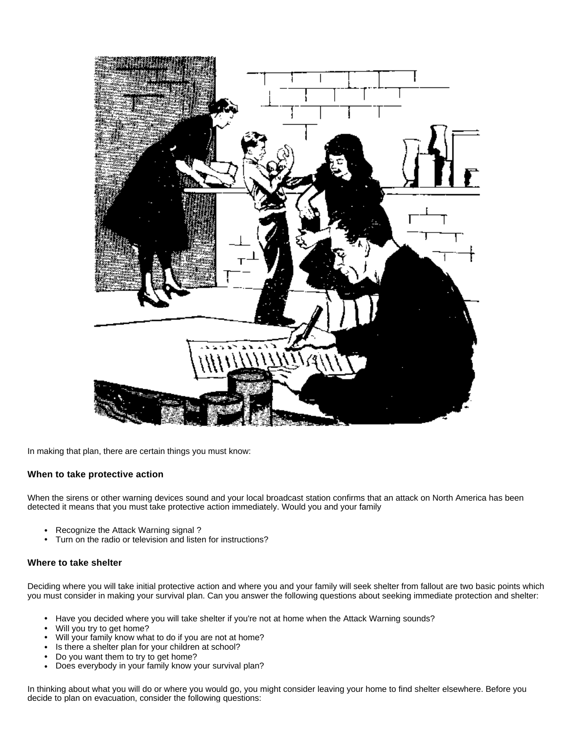In making that plan, there are certain things you must know:

### When to take protective action

When the sirens or other warning devices sound and your local broadcast station confirms that an attack on North America has been detected it means that you must take protective action immediately. Would you and your family

- Recognize the Attack Warning signal ?
- Turn on the radio or television and listen for instructions?

### Where to take shelter

Deciding where you will take initial protective action and where you and your family will seek shelter from fallout are two basic points which you must consider in making your survival plan. Can you answer the following questions about seeking immediate protection and shelter:

- Have you decided where you will take shelter if you're not at home when the Attack Warning sounds?
- Will you try to get home?
- Will your family know what to do if you are not at home?
- Is there a shelter plan for your children at school?
- Do you want them to try to get home?
- Does everybody in your family know your survival plan?

In thinking about what you will do or where you would go, you might consider leaving your home to find shelter elsewhere. Before you decide to plan on evacuation, consider the following questions: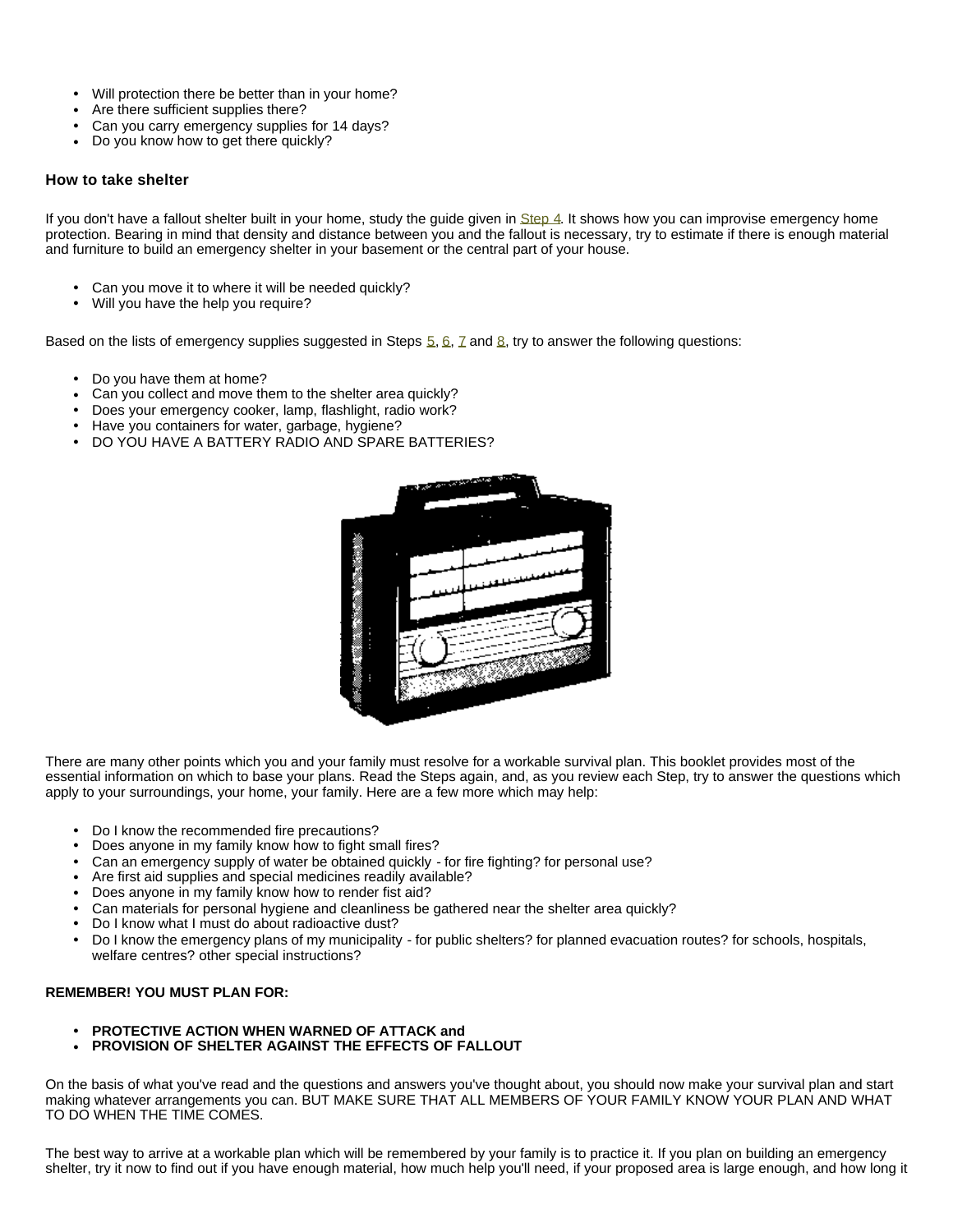- Will protection there be better than in your home?
- Are there sufficient supplies there?
- Can you carry emergency supplies for 14 days?
- Do you know how to get there quickly?

### How to take shelter

If you don't have a fallout shelter built in your home, study the guide given in Step 4. It shows how you can improvise emergency home protection. Bearing in mind that density and distance between you and the fallout is necessary, try to estimate if there is enough material and furniture to build an emergency shelter in your basement or the central part of your house.

- Can you move it to where it will be needed quickly?
- Will you have the help you require?

Based on the lists of emergency supplies suggested in Steps 5, 6, 7 and 8, try to answer the following questions:

- Do you have them at home?
- Can you collect and move them to the shelter area quickly?
- Does your emergency cooker, lamp, flashlight, radio work?
- Have you containers for water, garbage, hygiene?
- DO YOU HAVE A BATTERY RADIO AND SPARE BATTERIES?

There are many other points which you and your family must resolve for a workable survival plan. This booklet provides most of the essential information on which to base your plans. Read the Steps again, and, as you review each Step, try to answer the questions which apply to your surroundings, your home, your family. Here are a few more which may help:

- Do I know the recommended fire precautions?
- Does anyone in my family know how to fight small fires?
- Can an emergency supply of water be obtained quickly - for fire fighting? for personal use?
- Are first aid supplies and special medicines readily available?
- Does anyone in my family know how to render fist aid?
- Can materials for personal hygiene and cleanliness be gathered near the shelter area quickly?
- Do I know what I must do about radioactive dust?
- Do I know the emergency plans of my municipality - for public shelters? for planned evacuation routes? for schools, hospitals, welfare centres? other special instructions?

**REMEMBER! YOU MUST PLAN FOR:**

- **PROTECTIVE ACTION WHEN WARNED OF ATTACK and**
- **PROVISION OF SHELTER AGAINST THE EFFECTS OF FALLOUT**

On the basis of what you've read and the questions and answers you've thought about, you should now make your survival plan and start making whatever arrangements you can. BUT MAKE SURE THAT ALL MEMBERS OF YOUR FAMILY KNOW YOUR PLAN AND WHAT TO DO WHEN THE TIME COMES.

The best way to arrive at a workable plan which will be remembered by your family is to practice it. If you plan on building an emergency shelter, try it now to find out if you have enough material, how much help you'll need, if your proposed area is large enough, and how long it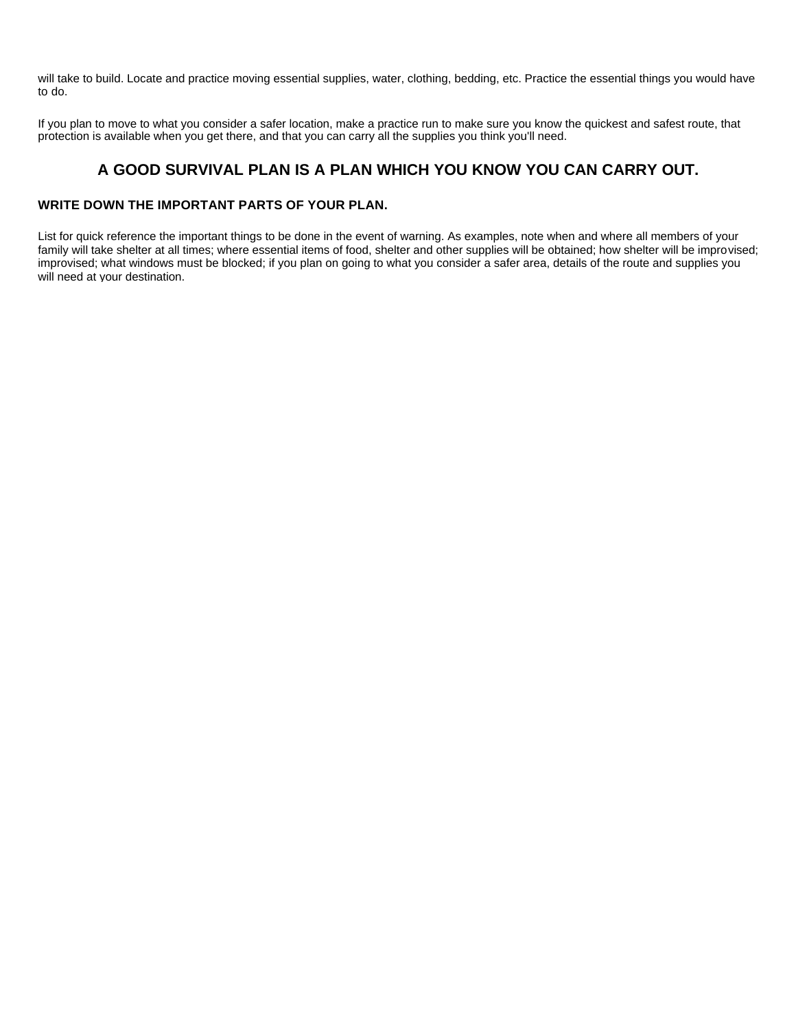will take to build. Locate and practice moving essential supplies, water, clothing, bedding, etc. Practice the essential things you would have to do.

If you plan to move to what you consider a safer location, make a practice run to make sure you know the quickest and safest route, that protection is available when you get there, and that you can carry all the supplies you think you'll need.

## A GOOD SURVIVAL PLAN IS A PLAN WHICH YOU KNOW YOU CAN CARRY OUT.

### WRITE DOWN THE IMPORTANT PARTS OF YOUR PLAN.

List for quick reference the important things to be done in the event of warning. As examples, note when and where all members of your family will take shelter at all times; where essential items of food, shelter and other supplies will be obtained; how shelter will be improvised; improvised; what windows must be blocked; if you plan on going to what you consider a safer area, details of the route and supplies you will need at your destination.